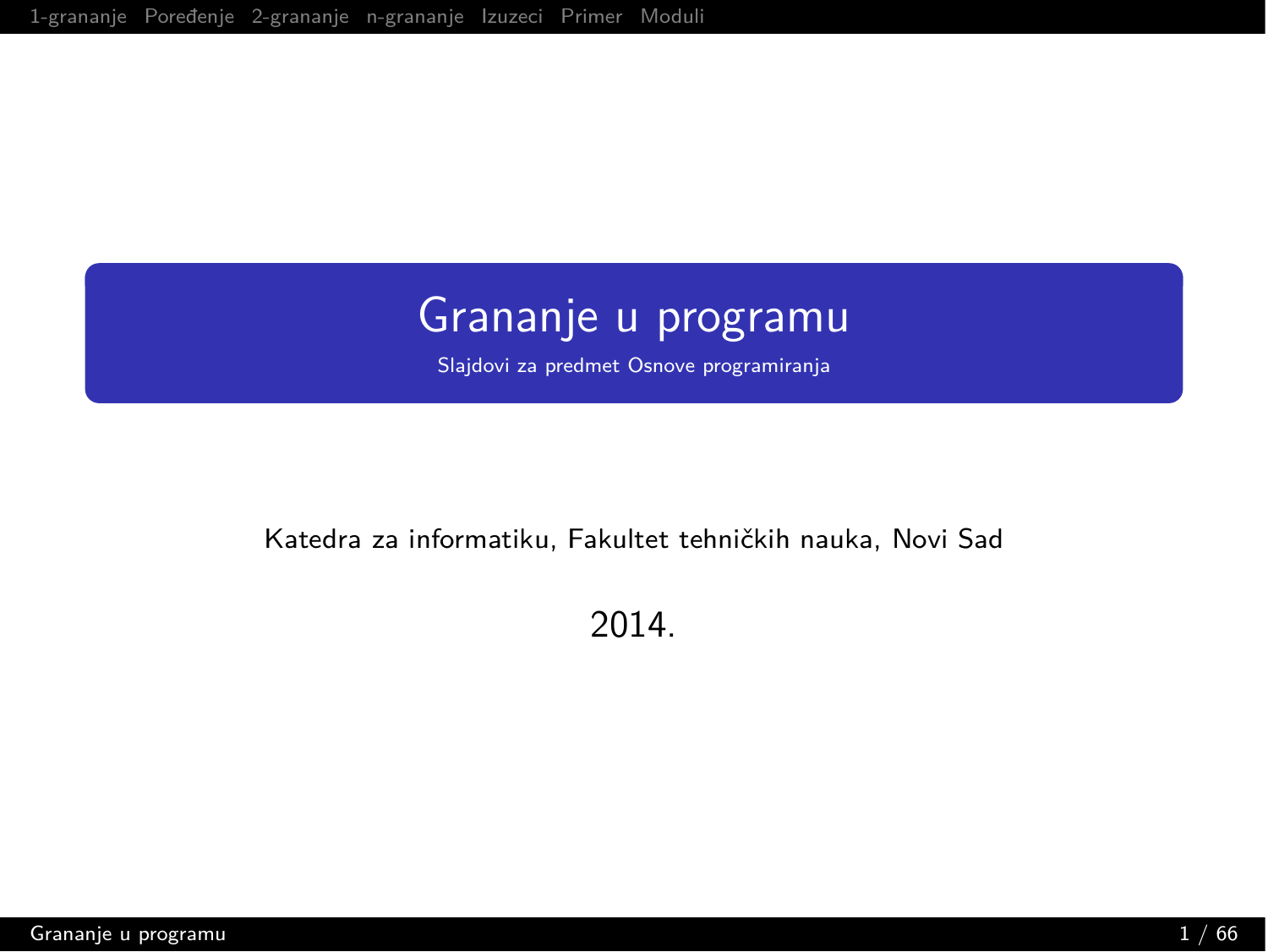# Grananje u programu

Slajdovi za predmet Osnove programiranja

Katedra za informatiku, Fakultet tehničkih nauka, Novi Sad

2014.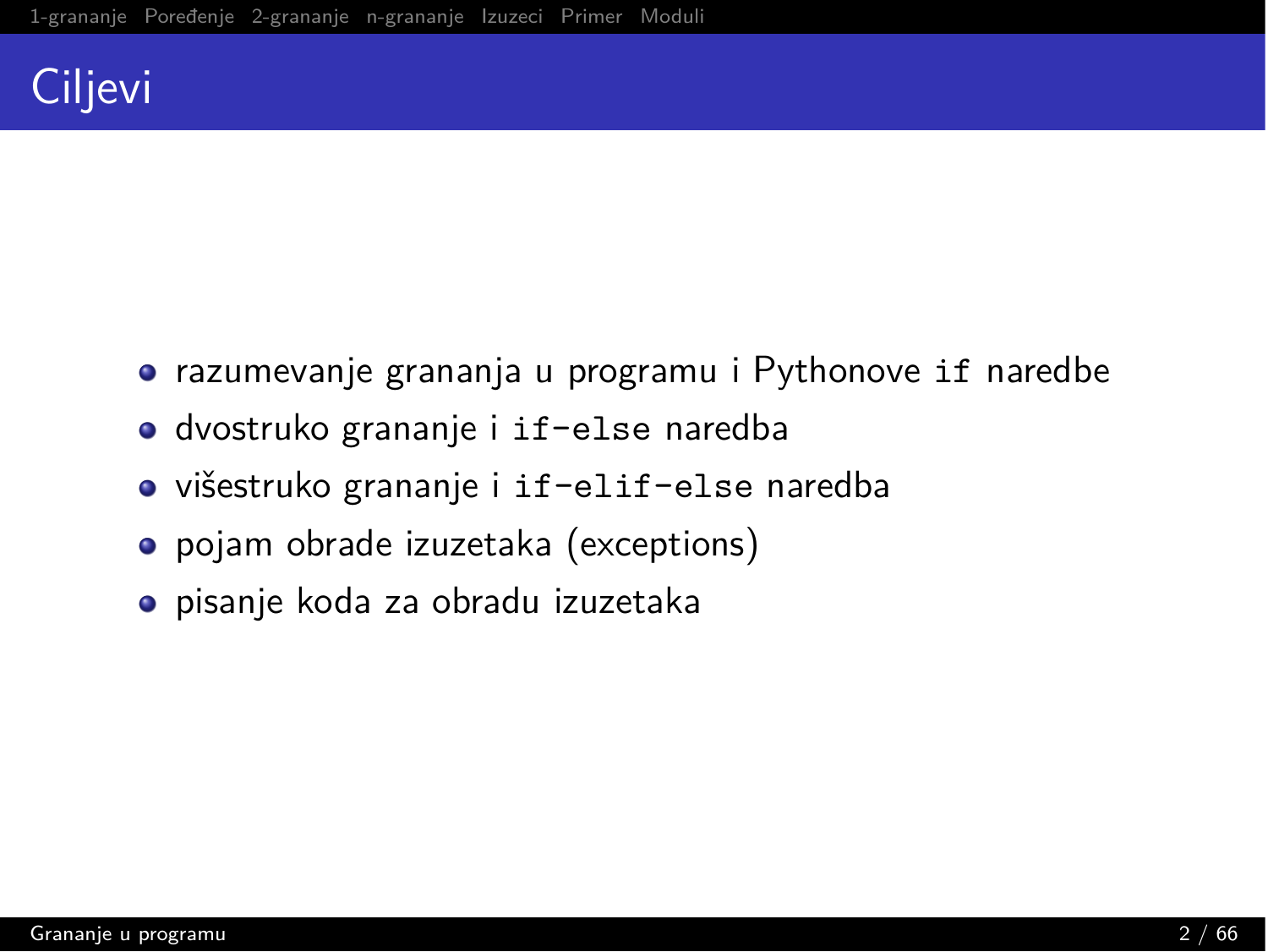# Ciljevi

- razumevanje grananja u programu i Pythonove `if` naredbe
- dvostruko grananje i `if-else` naredba
- višestruko grananje i `if-elif-else` naredba
- pojam obrade izuzetaka (exceptions)
- pisanje koda za obradu izuzetaka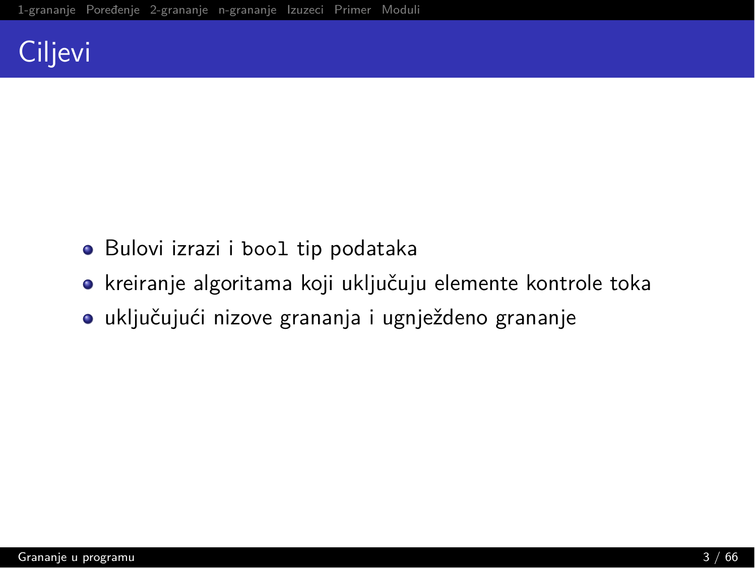# Ciljevi

- Bulovi izrazi i `bool` tip podataka
- kreiranje algoritama koji uključuju elemente kontrole toka
- uključujući nizove grananja i ugnježdeno grananje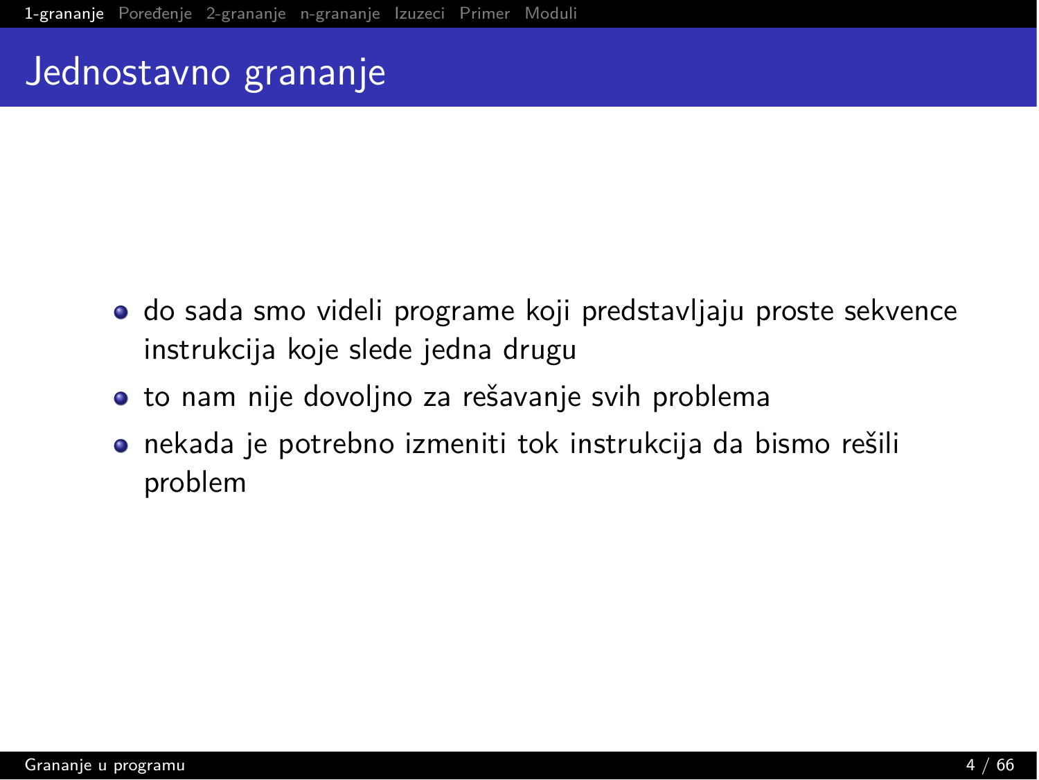# Jednostavno grananje

- do sada smo videli programe koji predstavljaju proste sekvence instrukcija koje slede jedna drugu
- to nam nije dovoljno za rešavanje svih problema
- nekada je potrebno izmeniti tok instrukcija da bismo rešili problem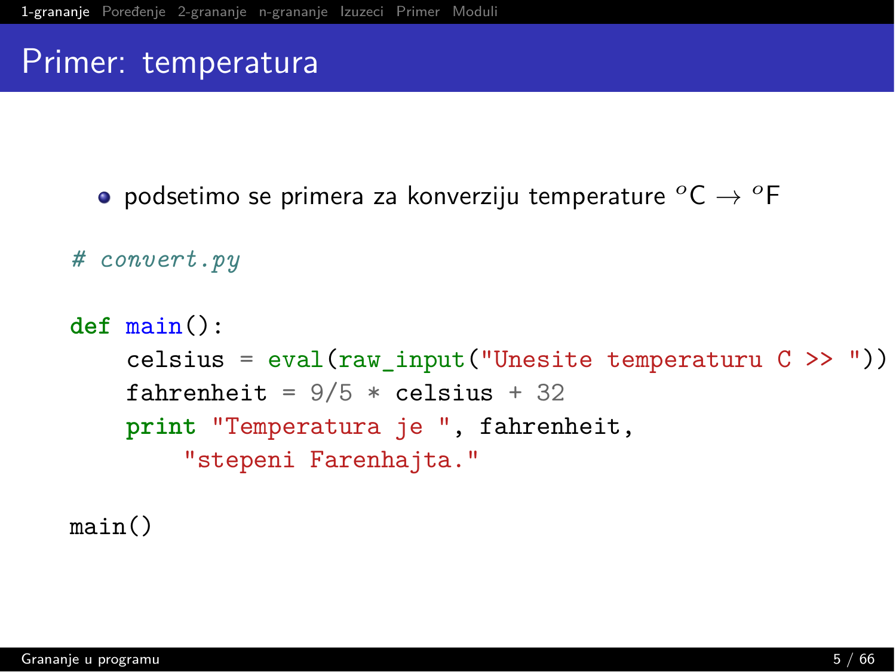# Primer: temperatura

- podsetimo se primera za konverziju temperature ${}^oC \rightarrow {}^oF$

```
# convert.py

def main():
    celsius = eval(raw_input("Unesite temperaturu C >> "))
    fahrenheit = 9/5 * celsius + 32
    print "Temperatura je ", fahrenheit,
        "stepeni Farenhajta."

main()
```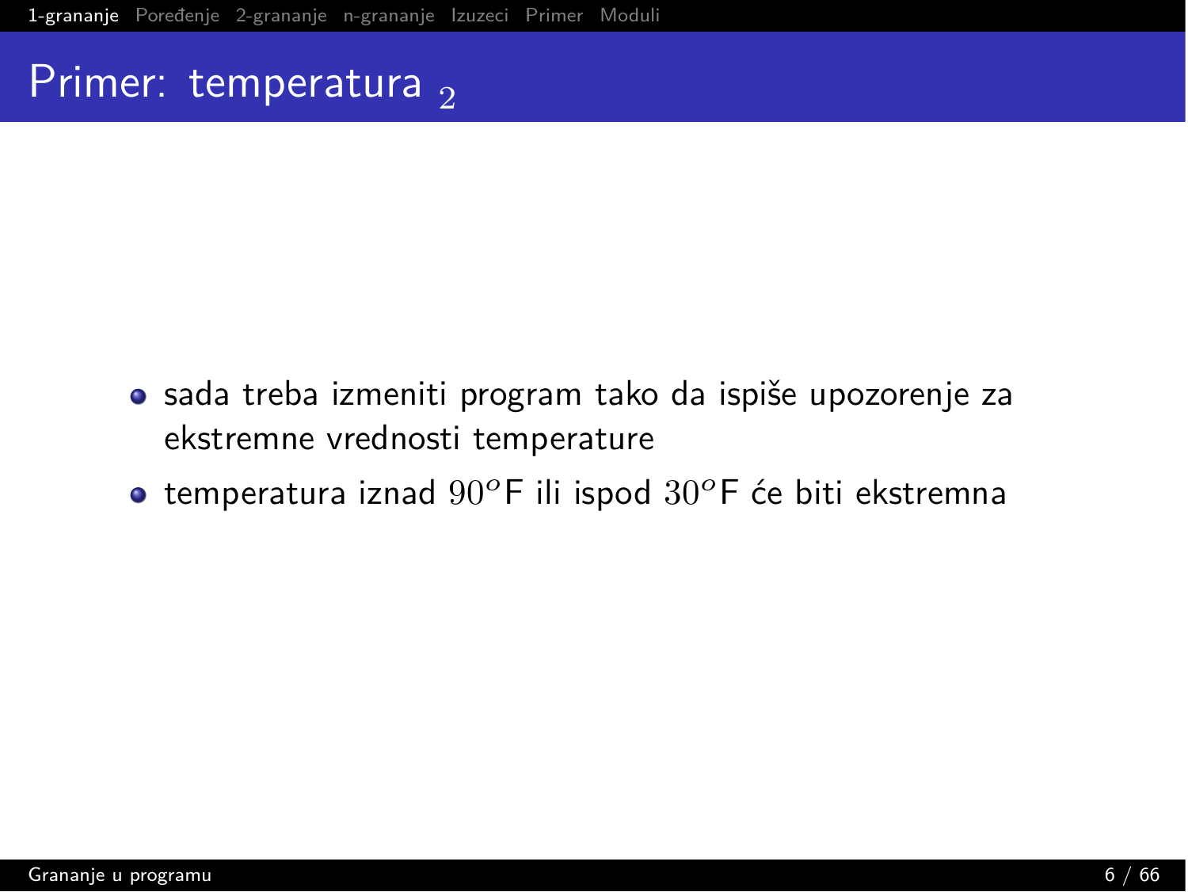# Primer: temperatura $_2$

- sada treba izmeniti program tako da ispiše upozorenje za ekstremne vrednosti temperature
- temperatura iznad $90^o$F ili ispod $30^o$F će biti ekstremna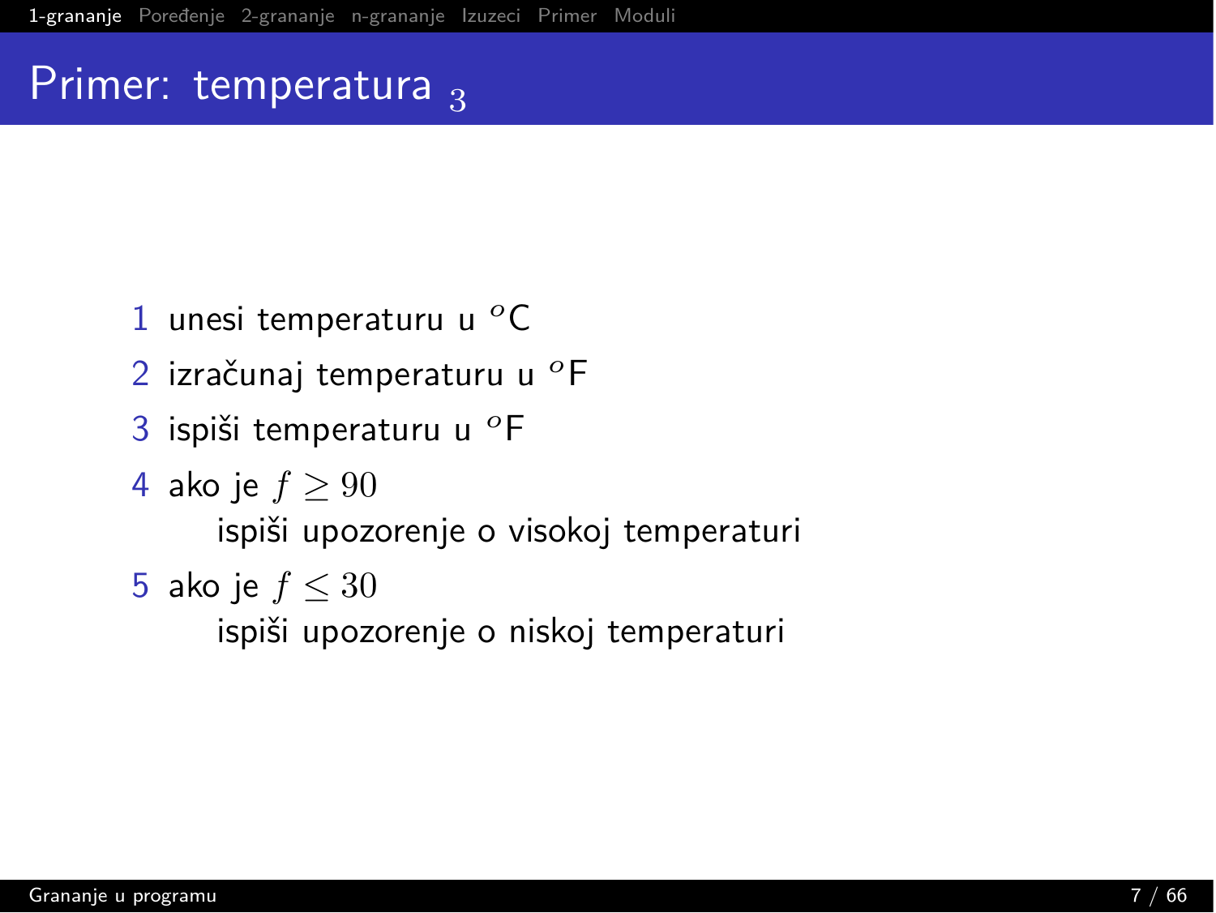# Primer: temperatura $_3$

1. unesi temperaturu u $^o$C
2. izračunaj temperaturu u $^o$F
3. ispiši temperaturu u $^o$F
4. ako je $f \geq 90$
   
   ispiši upozorenje o visokoj temperaturi
5. ako je $f \leq 30$
   
   ispiši upozorenje o niskoj temperaturi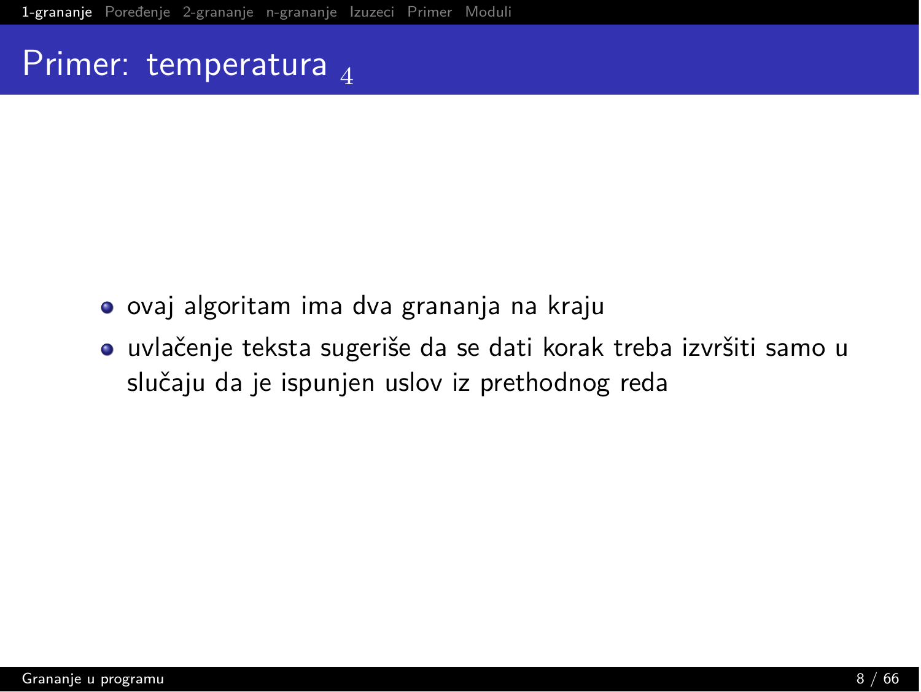# Primer: temperatura $_4$

- ovaj algoritam ima dva grananja na kraju
- uvlačenje teksta sugeriše da se dati korak treba izvršiti samo u slučaju da je ispunjen uslov iz prethodnog reda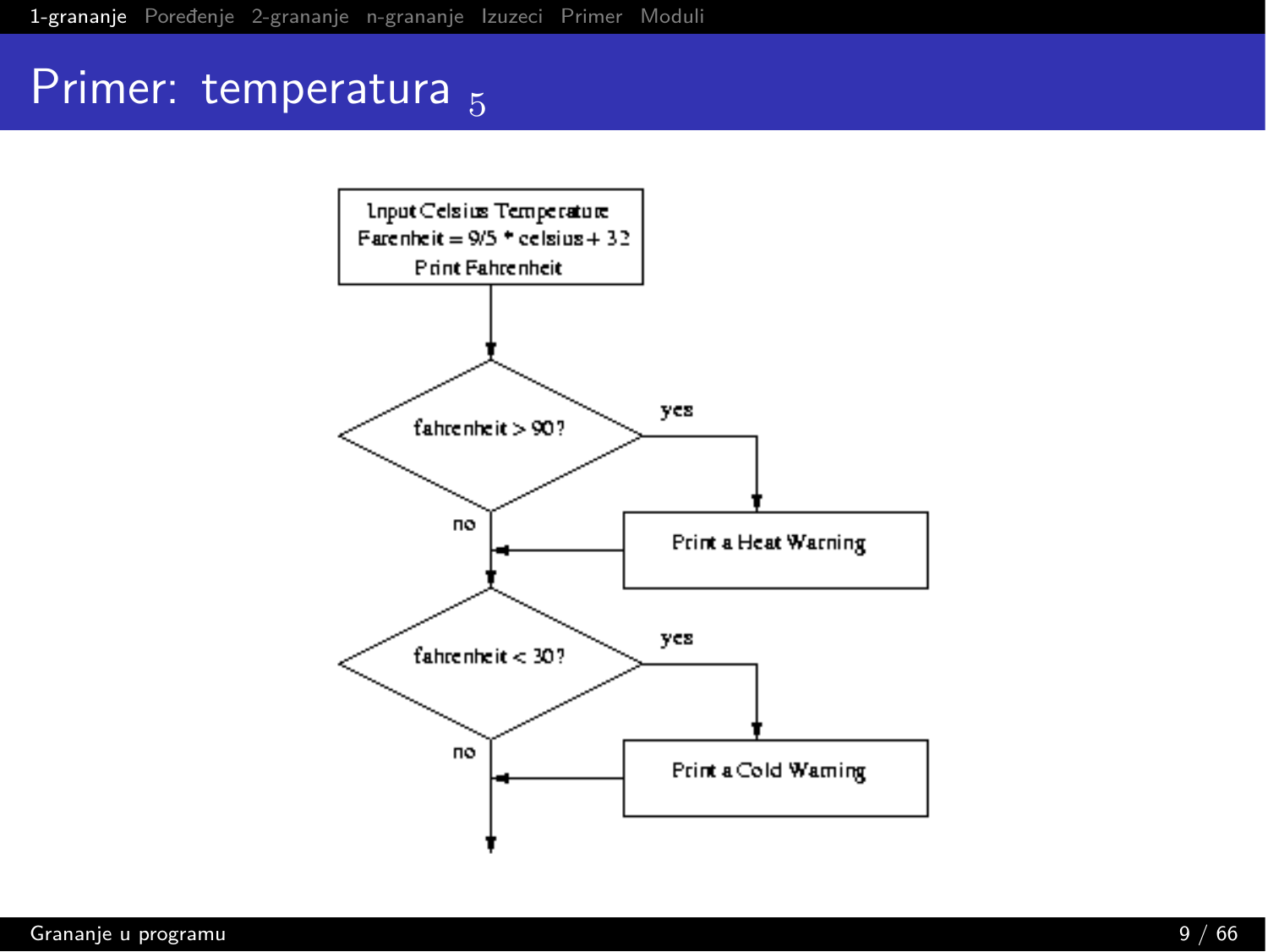# Primer: temperatura [5]

Input Celsius Temperature
Farenheit = 9/5 * celsius + 32
Print Fahrenheit

fahrenheit > 90 ?

yes

Print a Heat Warning

no

fahrenheit < 30 ?

yes

Print a Cold Warning

no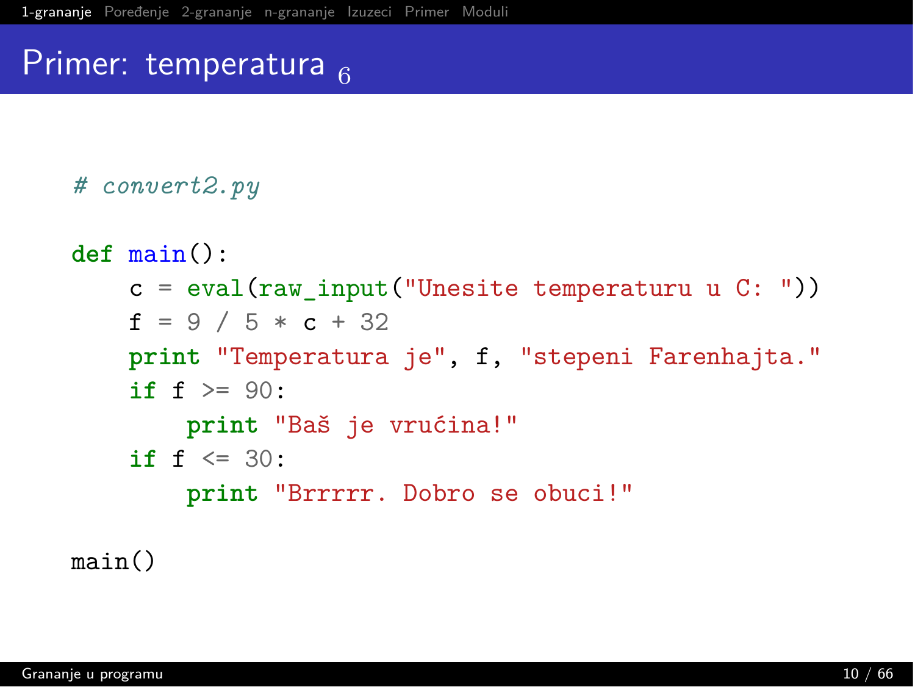# Primer: temperatura $_6$

```python
# convert2.py

def main():
    c = eval(raw_input("Unesite temperaturu u C: "))
    f = 9 / 5 * c + 32
    print "Temperatura je", f, "stepeni Farenhajta."
    if f >= 90:
        print "Baš je vrućina!"
    if f <= 30:
        print "Brrrrr. Dobro se obuci!"

main()
```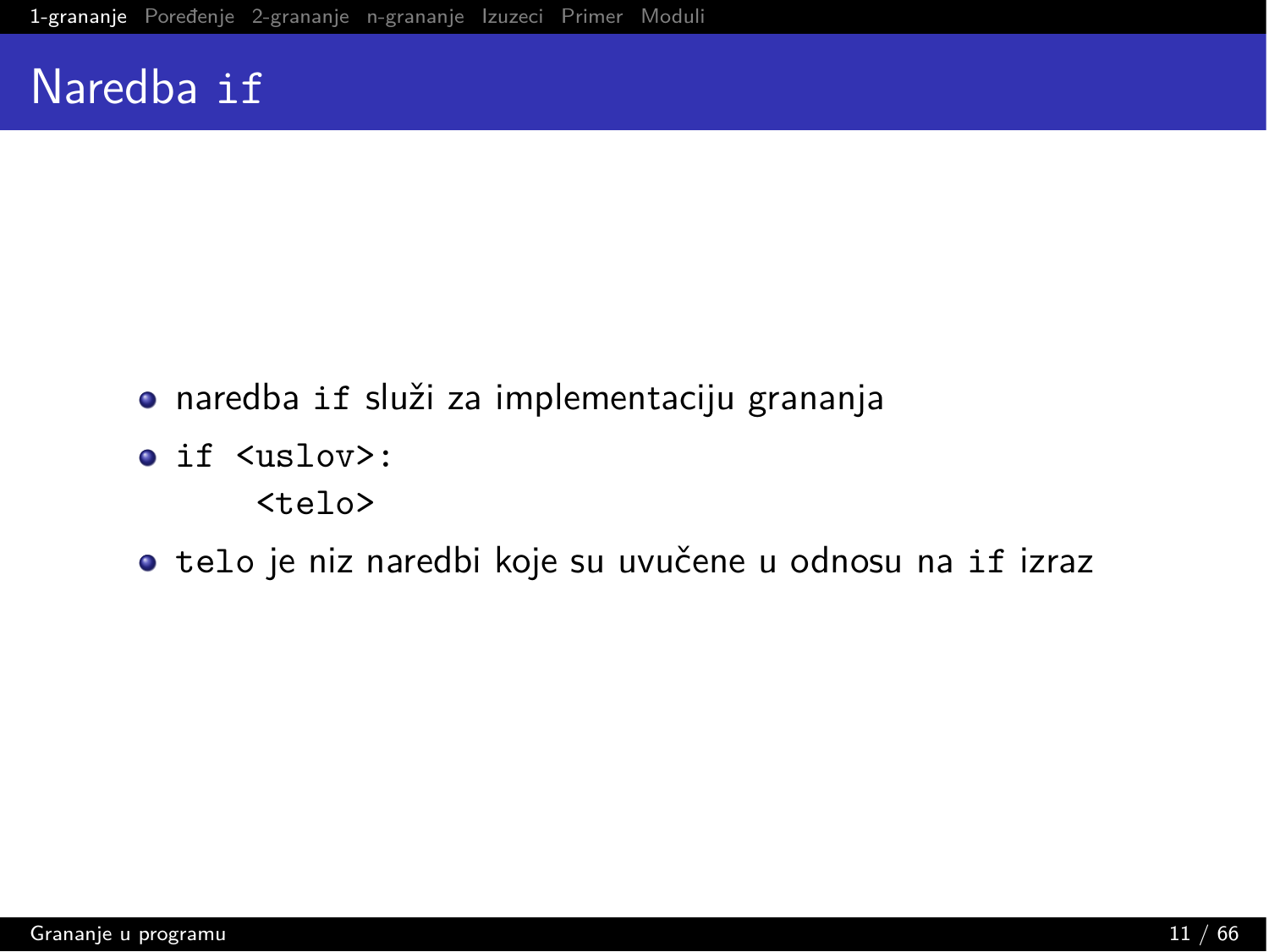# Naredba `if`

- naredba `if` služi za implementaciju grananja
- ```
  if <uslov>:
      <telo>
  ```
- `telo` je niz naredbi koje su uvučene u odnosu na `if` izraz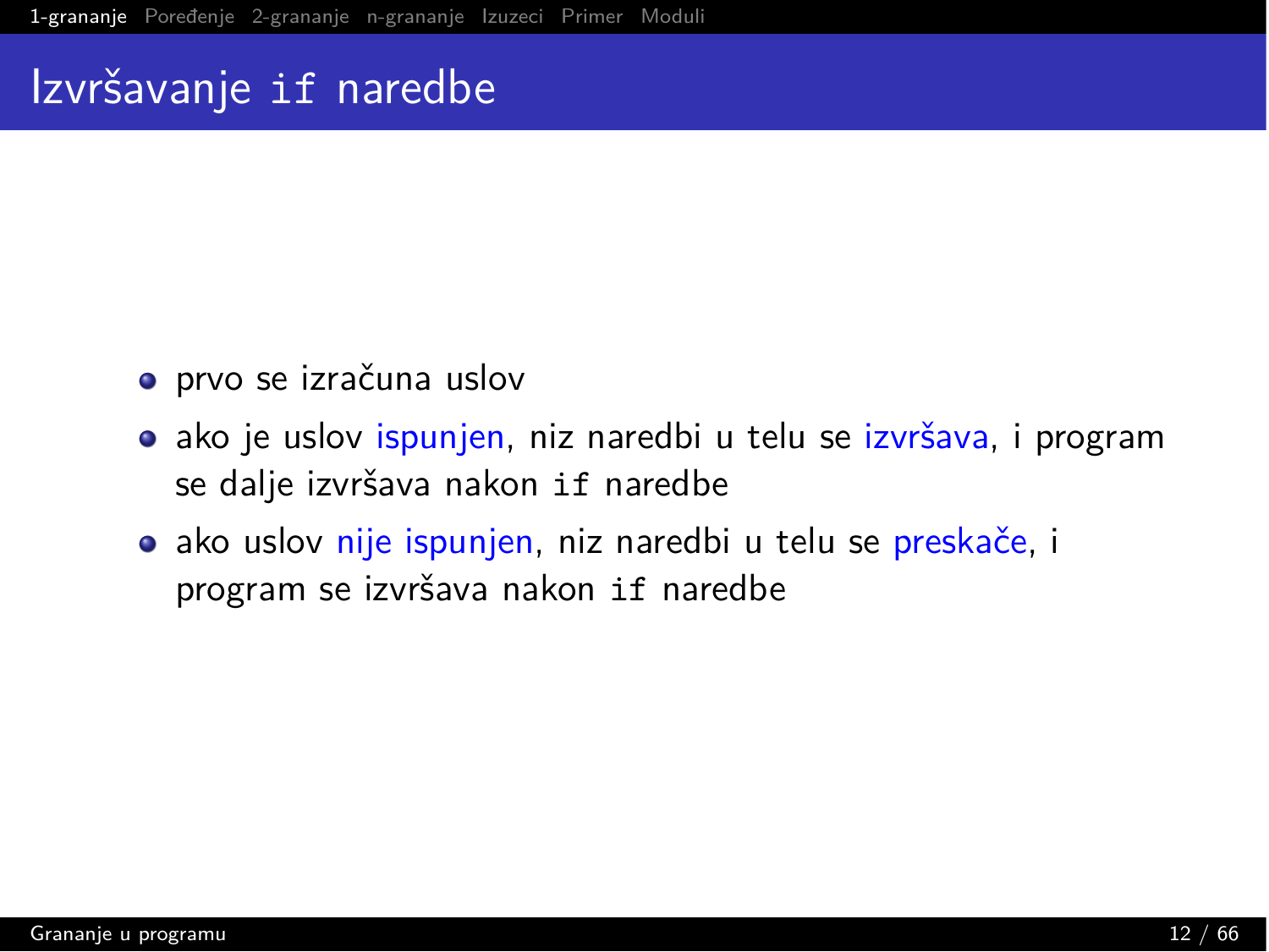# Izvršavanje `if` naredbe

- prvo se izračuna uslov
- ako je uslov ispunjen, niz naredbi u telu se izvršava, i program se dalje izvršava nakon `if` naredbe
- ako uslov nije ispunjen, niz naredbi u telu se preskače, i program se izvršava nakon `if` naredbe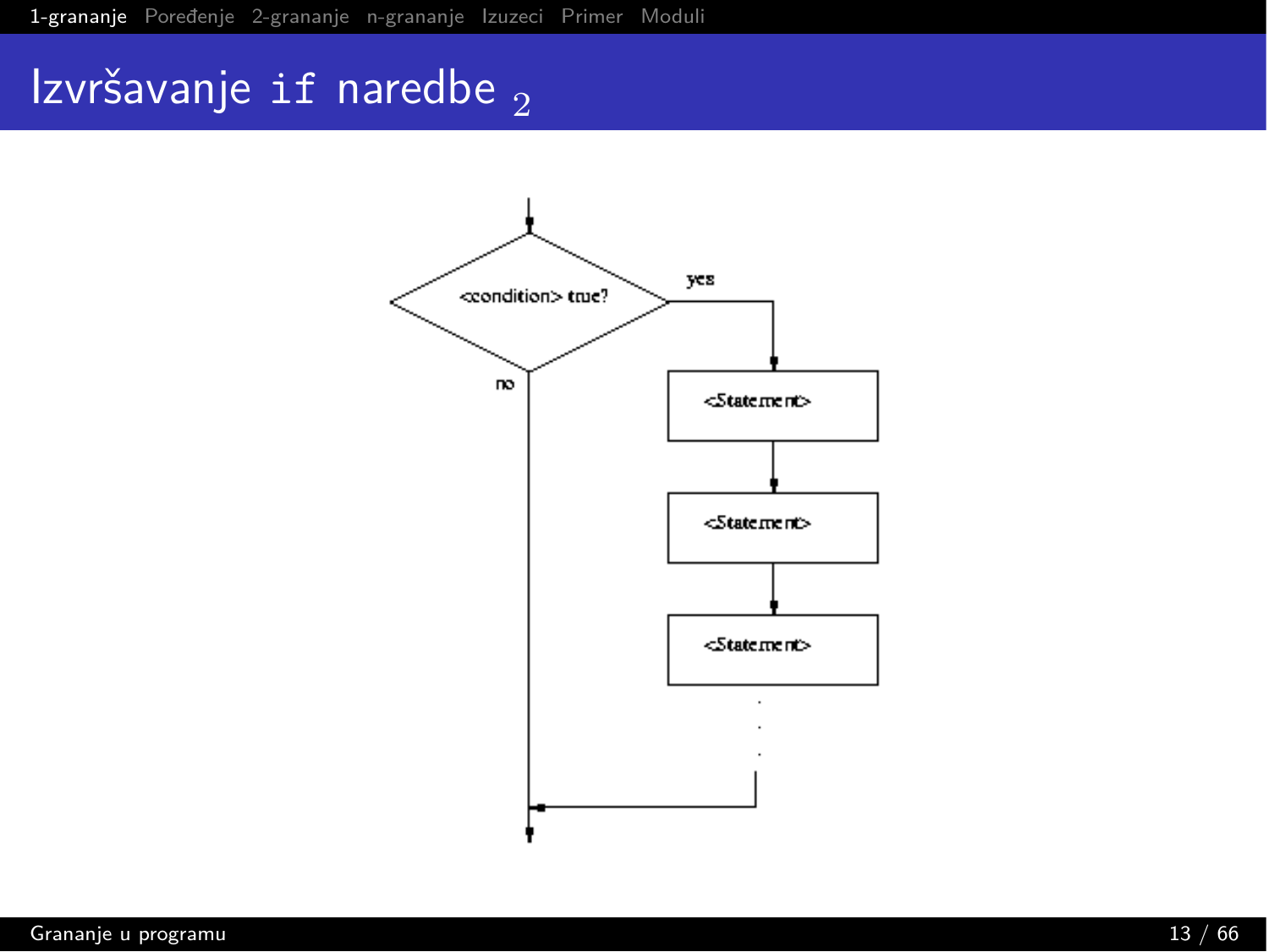# Izvršavanje `if` naredbe $_2$

<condition> true?

yes

no

<Statement>

<Statement>

<Statement>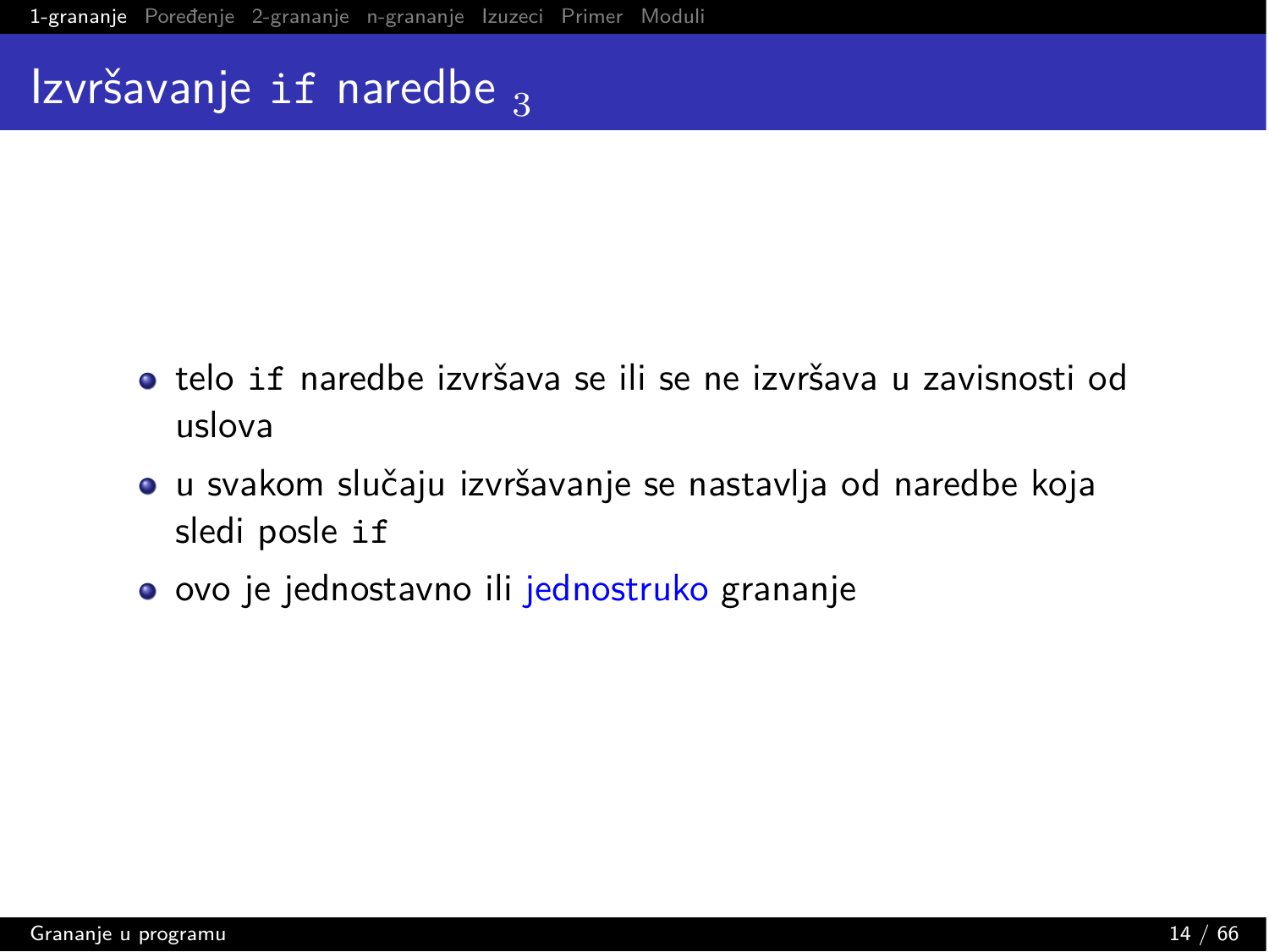# Izvršavanje `if` naredbe $_3$

- telo `if` naredbe izvršava se ili se ne izvršava u zavisnosti od uslova
- u svakom slučaju izvršavanje se nastavlja od naredbe koja sledi posle `if`
- ovo je jednostavno ili jednostruko grananje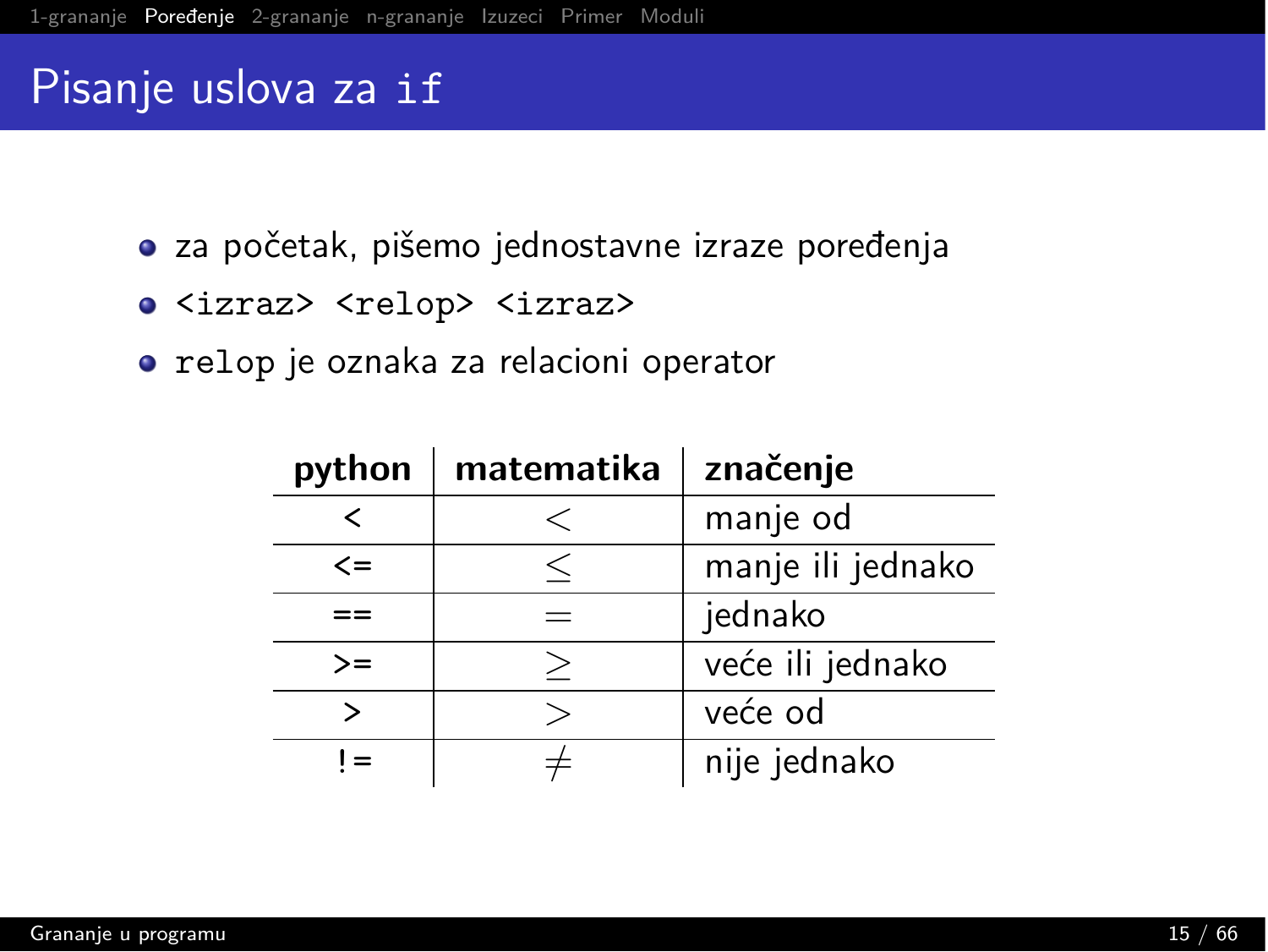# Pisanje uslova za `if`

- za početak, pišemo jednostavne izraze poređenja
- `<izraz> <relop> <izraz>`
- `relop` je oznaka za relacioni operator

| python | matematika | značenje |
|---|---|---|
| `<` | $<$ | manje od |
| `<=` | $\leq$ | manje ili jednako |
| `==` | $=$ | jednako |
| `>=` | $\geq$ | veće ili jednako |
| `>` | $>$ | veće od |
| `!=` | $\neq$ | nije jednako |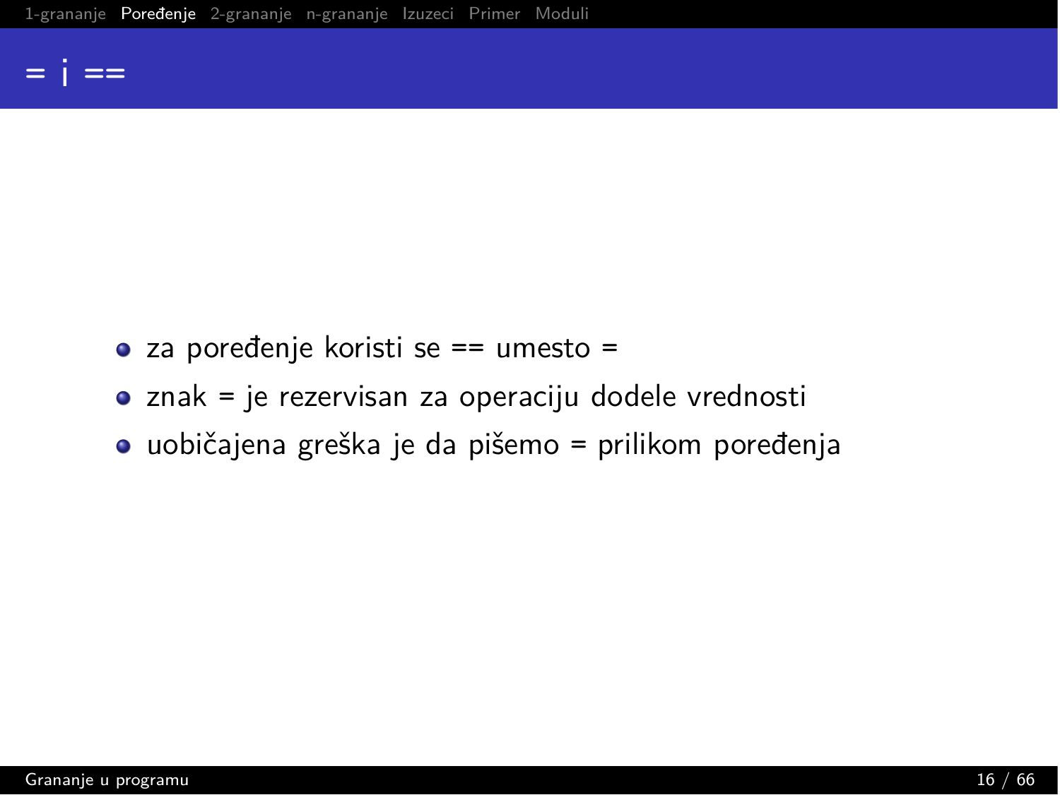# = i ==

- za poređenje koristi se == umesto =
- znak = je rezervisan za operaciju dodele vrednosti
- uobičajena greška je da pišemo = prilikom poređenja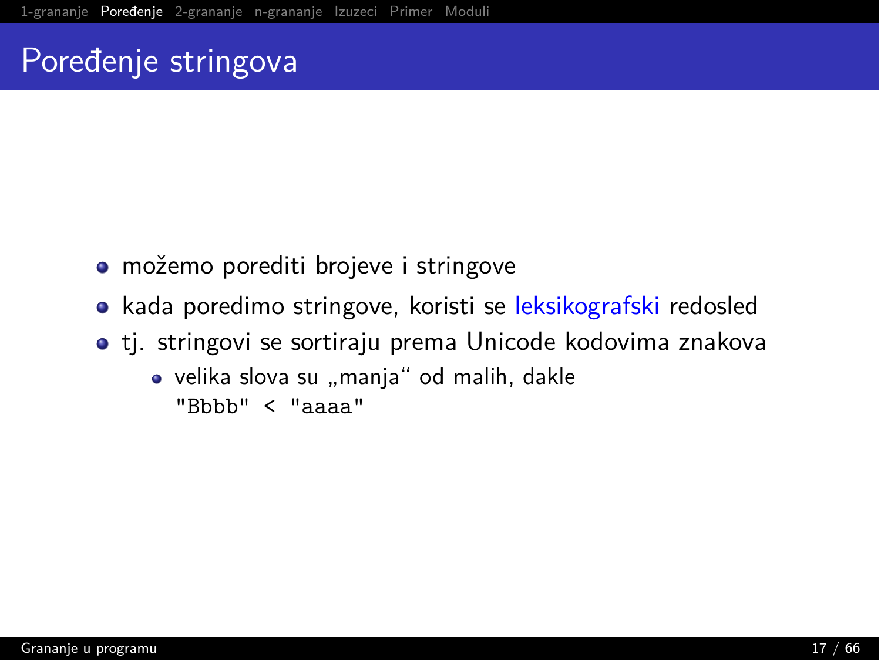# Poređenje stringova

- možemo porediti brojeve i stringove
- kada poredimo stringove, koristi se leksikografski redosled
- tj. stringovi se sortiraju prema Unicode kodovima znakova
  - velika slova su „manja“ od malih, dakle `"Bbbb" < "aaaa"`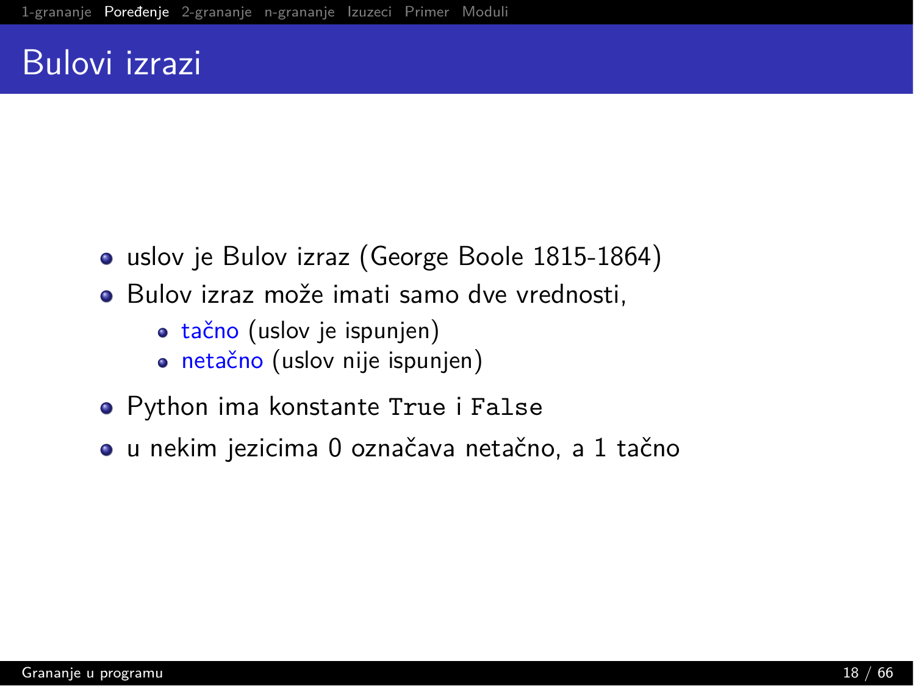# Bulovi izrazi

- uslov je Bulov izraz (George Boole 1815-1864)
- Bulov izraz može imati samo dve vrednosti,
  - tačno (uslov je ispunjen)
  - netačno (uslov nije ispunjen)
- Python ima konstante `True` i `False`
- u nekim jezicima 0 označava netačno, a 1 tačno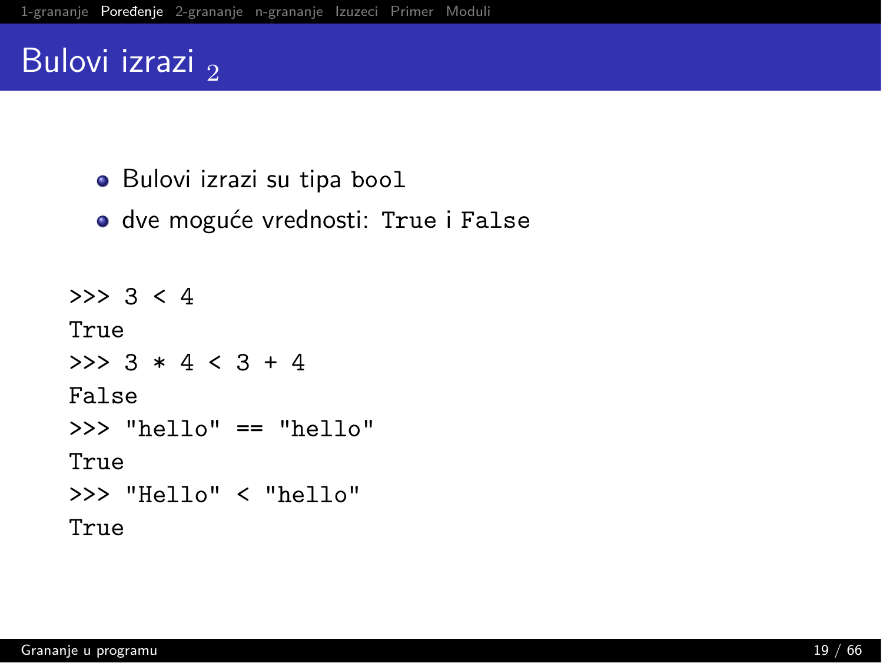# Bulovi izrazi $_2$

- Bulovi izrazi su tipa `bool`
- dve moguće vrednosti: `True` i `False`

```
>>> 3 < 4
True
>>> 3 * 4 < 3 + 4
False
>>> "hello" == "hello"
True
>>> "Hello" < "hello"
True
```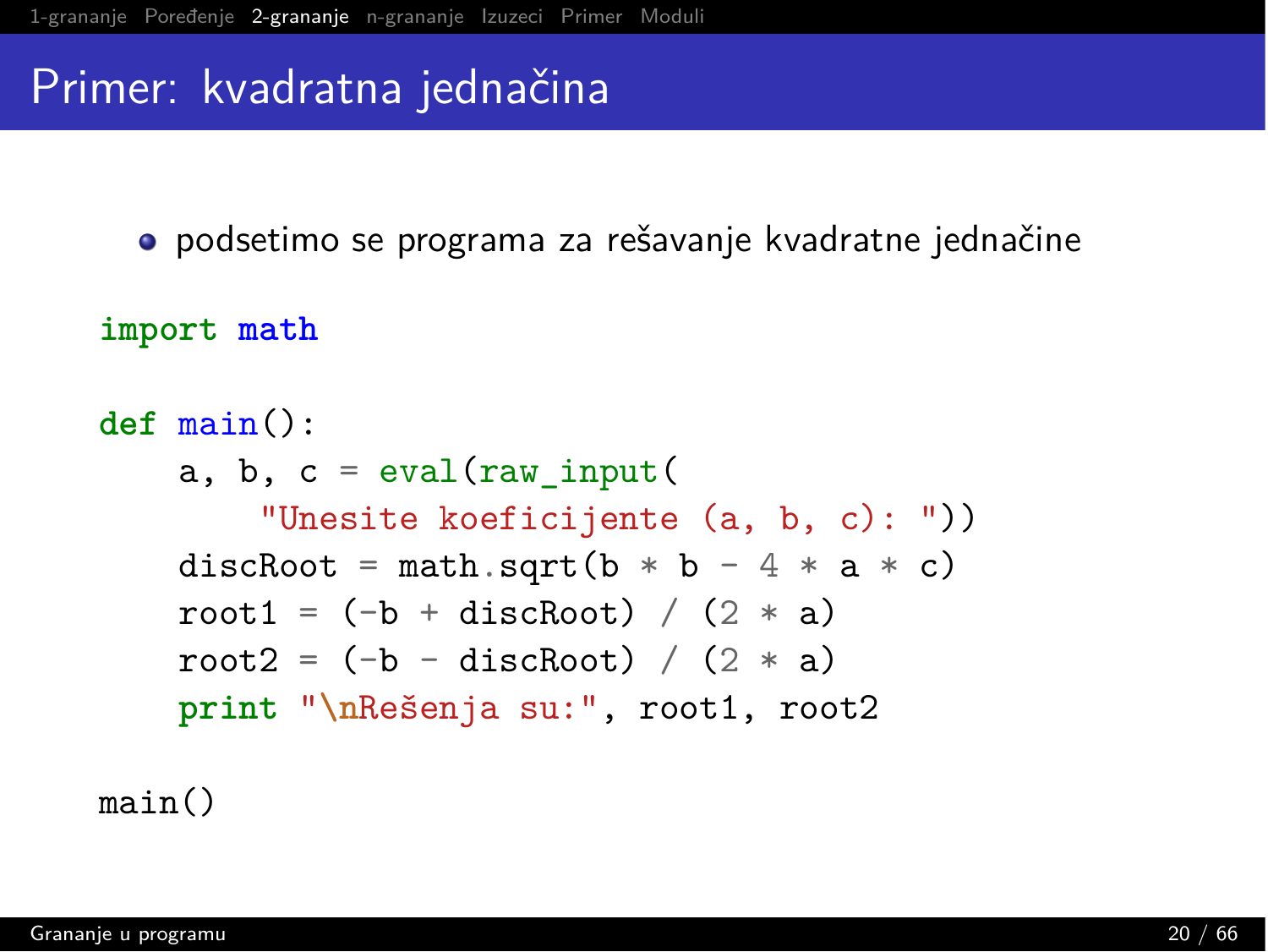# Primer: kvadratna jednačina

- podsetimo se programa za rešavanje kvadratne jednačine

```
import math

def main():
    a, b, c = eval(raw_input(
        "Unesite koeficijente (a, b, c): "))
    discRoot = math.sqrt(b * b - 4 * a * c)
    root1 = (-b + discRoot) / (2 * a)
    root2 = (-b - discRoot) / (2 * a)
    print "\nRešenja su:", root1, root2

main()
```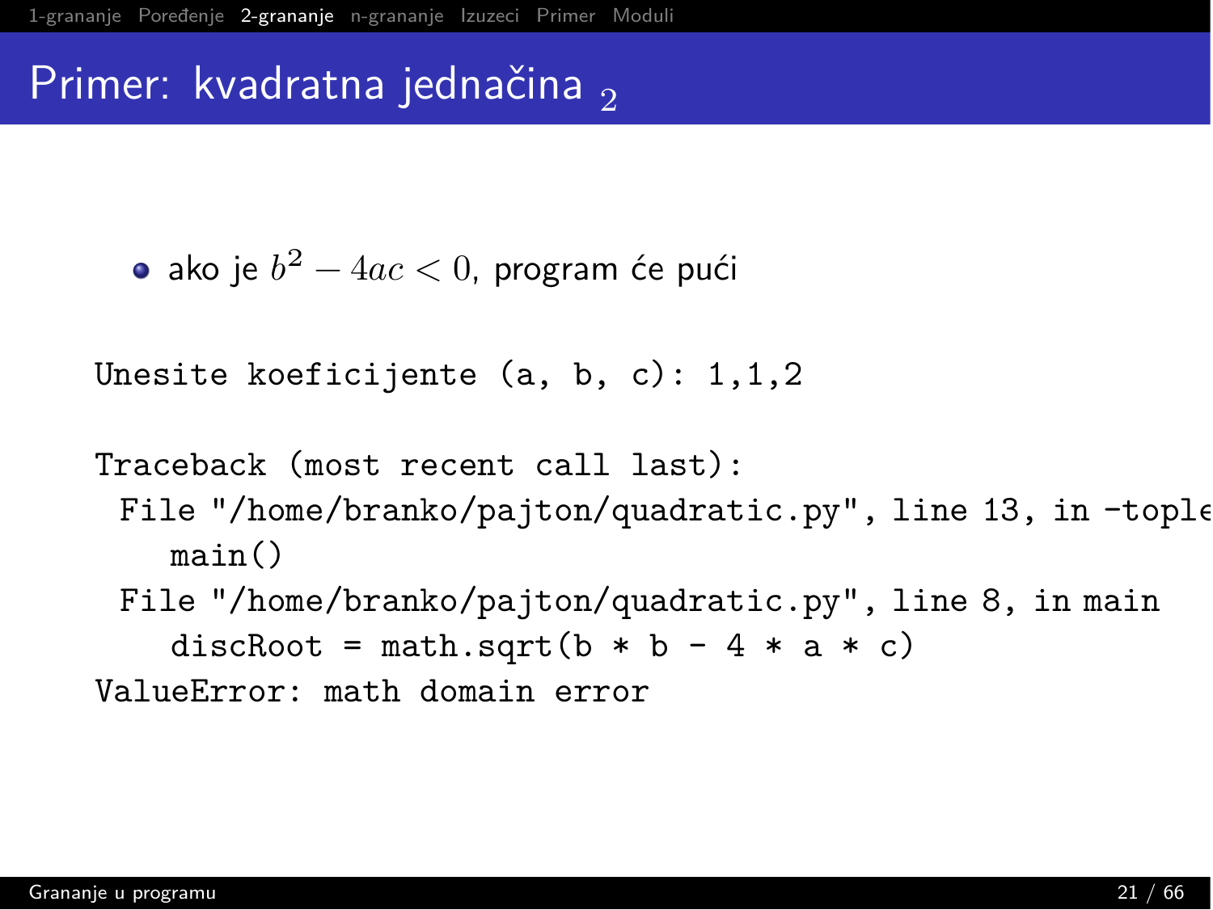# Primer: kvadratna jednačina $_2$

- ako je $b^2 - 4ac < 0$, program će pući

```
Unesite koeficijente (a, b, c): 1,1,2

Traceback (most recent call last):
 File "/home/branko/pajton/quadratic.py", line 13, in -tople
    main()
 File "/home/branko/pajton/quadratic.py", line 8, in main
    discRoot = math.sqrt(b * b - 4 * a * c)
ValueError: math domain error
```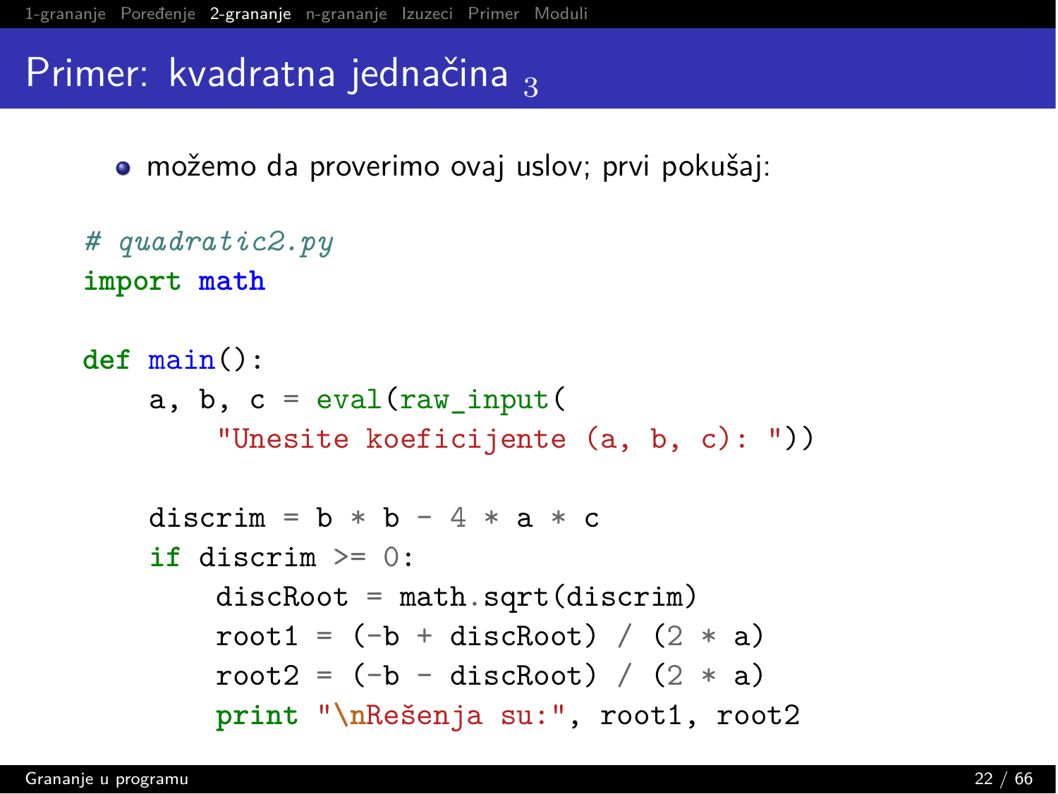# Primer: kvadratna jednačina $_3$

- možemo da proverimo ovaj uslov; prvi pokušaj:

```python
# quadratic2.py
import math

def main():
    a, b, c = eval(raw_input(
        "Unesite koeficijente (a, b, c): "))

    discrim = b * b - 4 * a * c
    if discrim >= 0:
        discRoot = math.sqrt(discrim)
        root1 = (-b + discRoot) / (2 * a)
        root2 = (-b - discRoot) / (2 * a)
        print "\nRešenja su:", root1, root2
```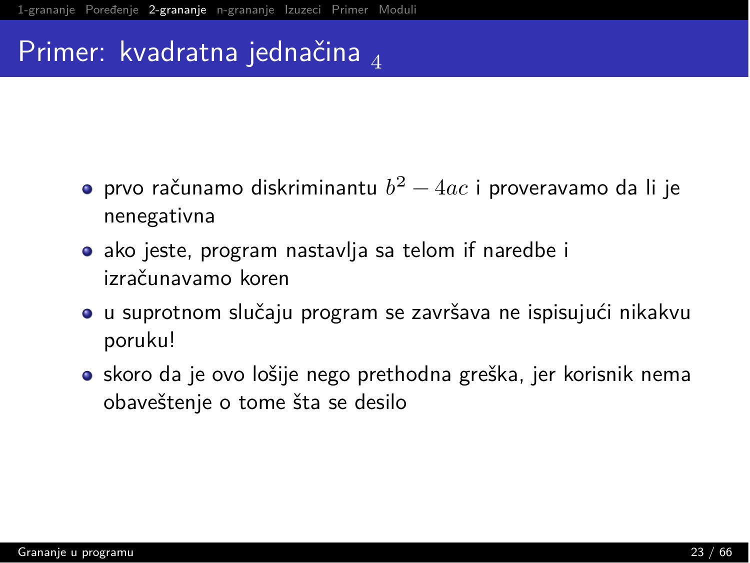# Primer: kvadratna jednačina $_4$

- prvo računamo diskriminantu $b^2 - 4ac$ i proveravamo da li je nenegativna
- ako jeste, program nastavlja sa telom if naredbe i izračunavamo koren
- u suprotnom slučaju program se završava ne ispisujući nikakvu poruku!
- skoro da je ovo lošije nego prethodna greška, jer korisnik nema obaveštenje o tome šta se desilo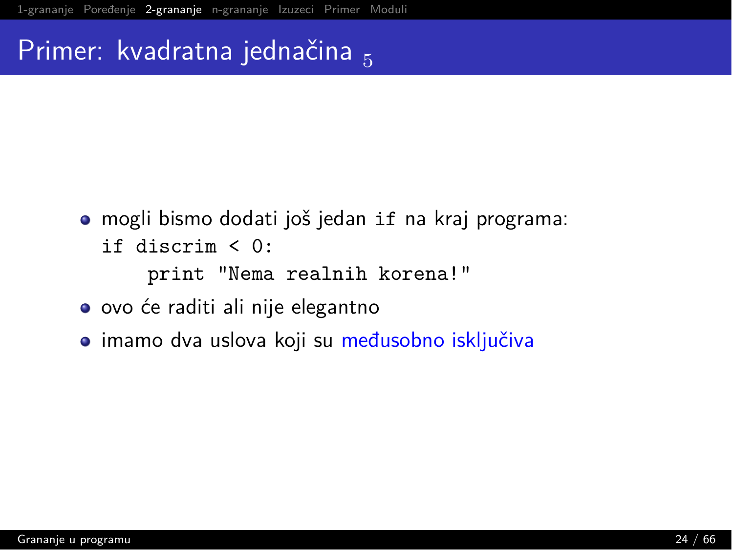# Primer: kvadratna jednačina $_5$

- mogli bismo dodati još jedan `if` na kraj programa:

```
if discrim < 0:
    print "Nema realnih korena!"
```

- ovo će raditi ali nije elegantno
- imamo dva uslova koji su međusobno isključiva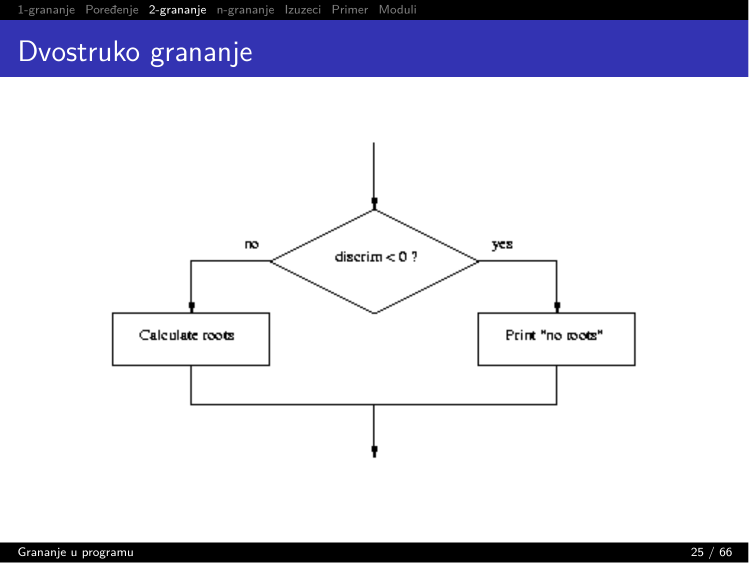# Dvostruko grananje

discrim < 0 ?

no

yes

Calculate roots

Print "no roots"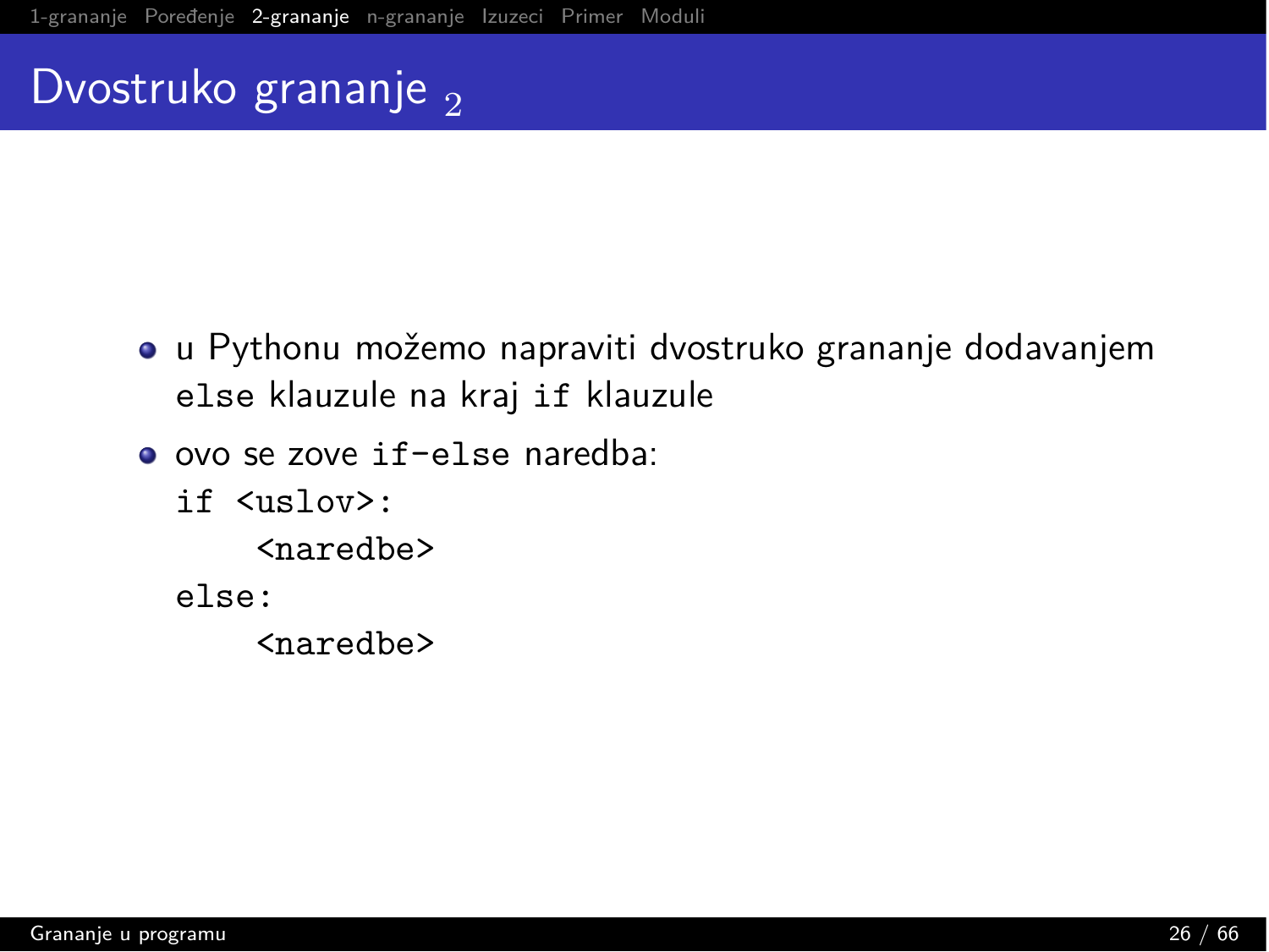# Dvostruko grananje $_2$

- u Pythonu možemo napraviti dvostruko grananje dodavanjem `else` klauzule na kraj `if` klauzule
- ovo se zove `if-else` naredba:

```
if <uslov>:
    <naredbe>
else:
    <naredbe>
```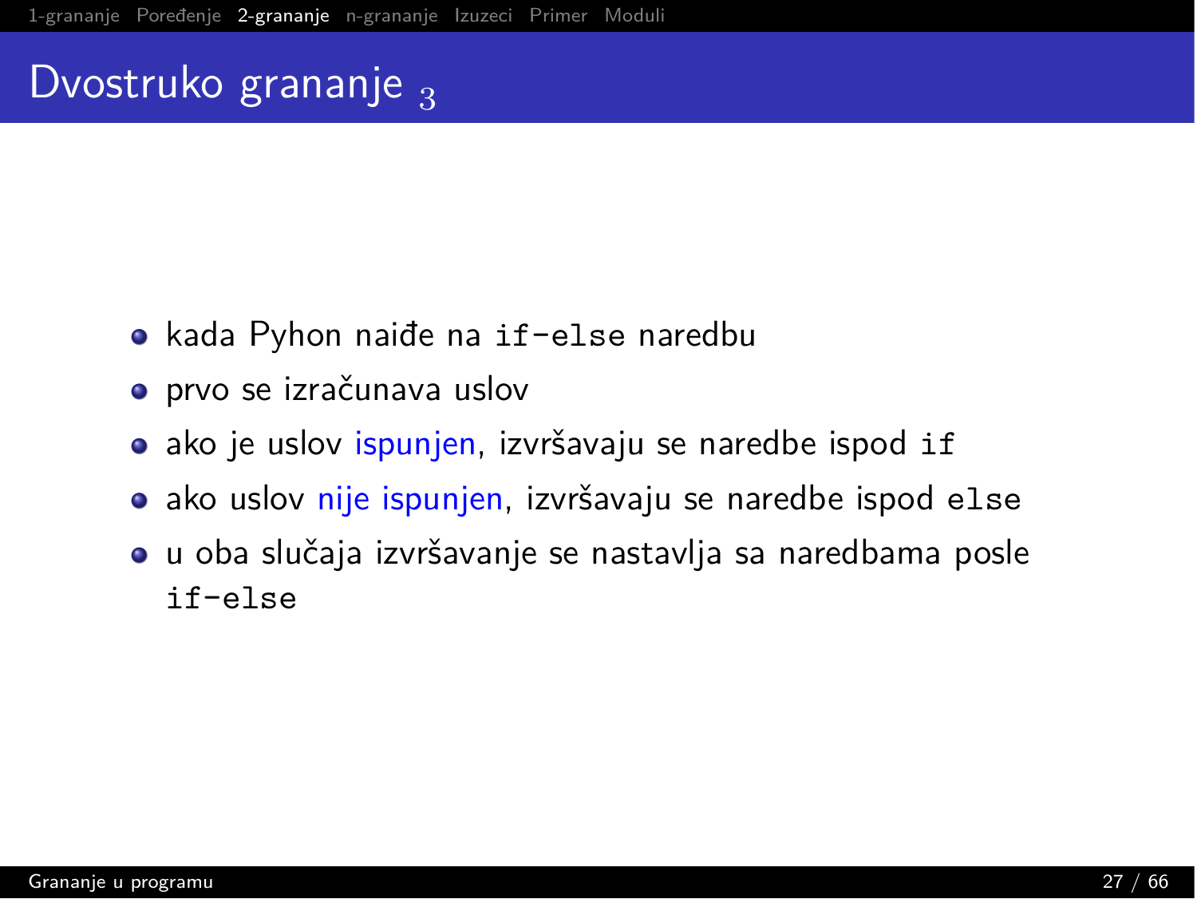# Dvostruko grananje $_3$

- kada Pyhon naiđe na `if-else` naredbu
- prvo se izračunava uslov
- ako je uslov ispunjen, izvršavaju se naredbe ispod `if`
- ako uslov nije ispunjen, izvršavaju se naredbe ispod `else`
- u oba slučaja izvršavanje se nastavlja sa naredbama posle `if-else`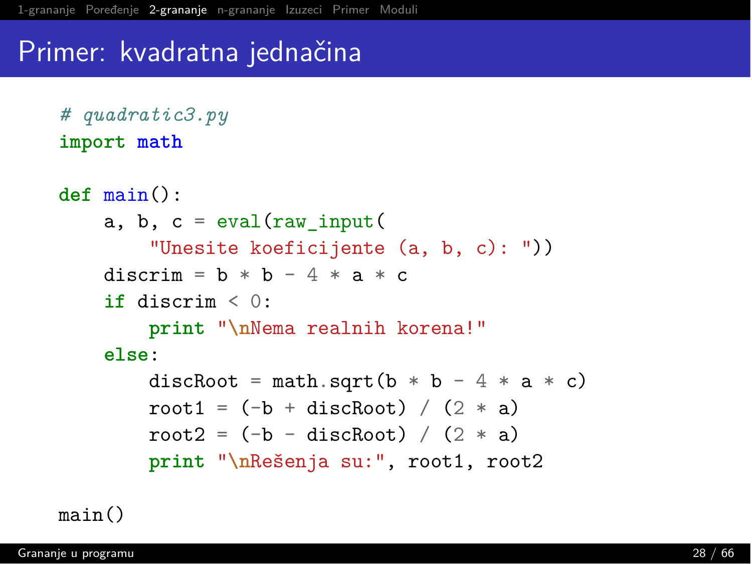# Primer: kvadratna jednačina

```python
# quadratic3.py
import math

def main():
    a, b, c = eval(raw_input(
        "Unesite koeficijente (a, b, c): "))
    discrim = b * b - 4 * a * c
    if discrim < 0:
        print "\nNema realnih korena!"
    else:
        discRoot = math.sqrt(b * b - 4 * a * c)
        root1 = (-b + discRoot) / (2 * a)
        root2 = (-b - discRoot) / (2 * a)
        print "\nRešenja su:", root1, root2

main()
```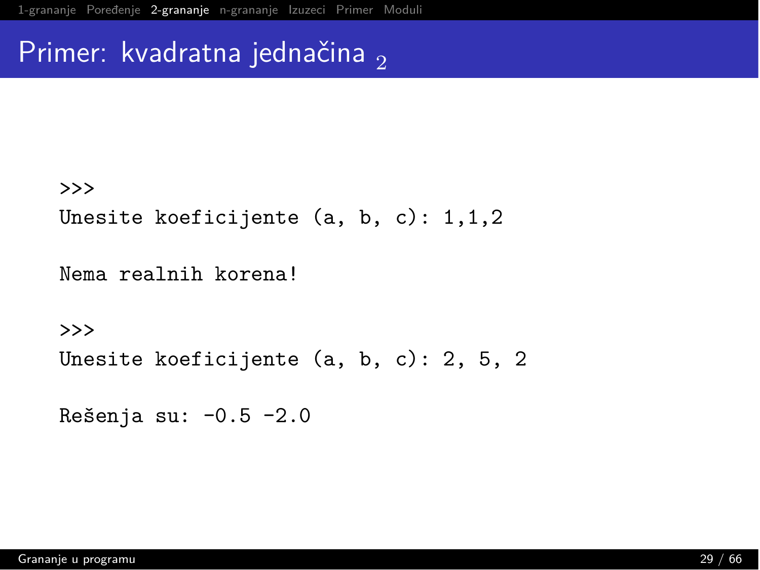# Primer: kvadratna jednačina $_2$

```
>>>
Unesite koeficijente (a, b, c): 1,1,2

Nema realnih korena!

>>>
Unesite koeficijente (a, b, c): 2, 5, 2

Rešenja su: -0.5 -2.0
```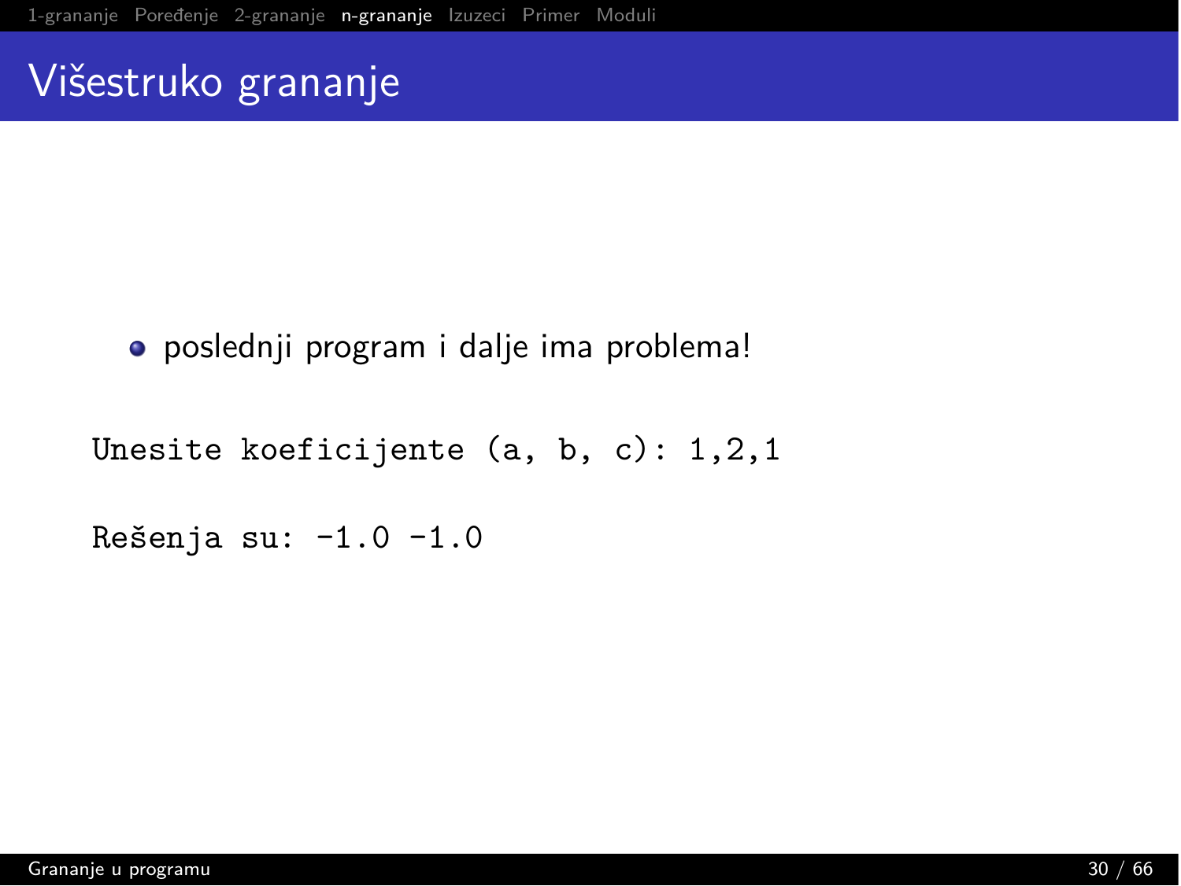# Višestruko grananje

- poslednji program i dalje ima problema!

```
Unesite koeficijente (a, b, c): 1,2,1

Rešenja su: -1.0 -1.0
```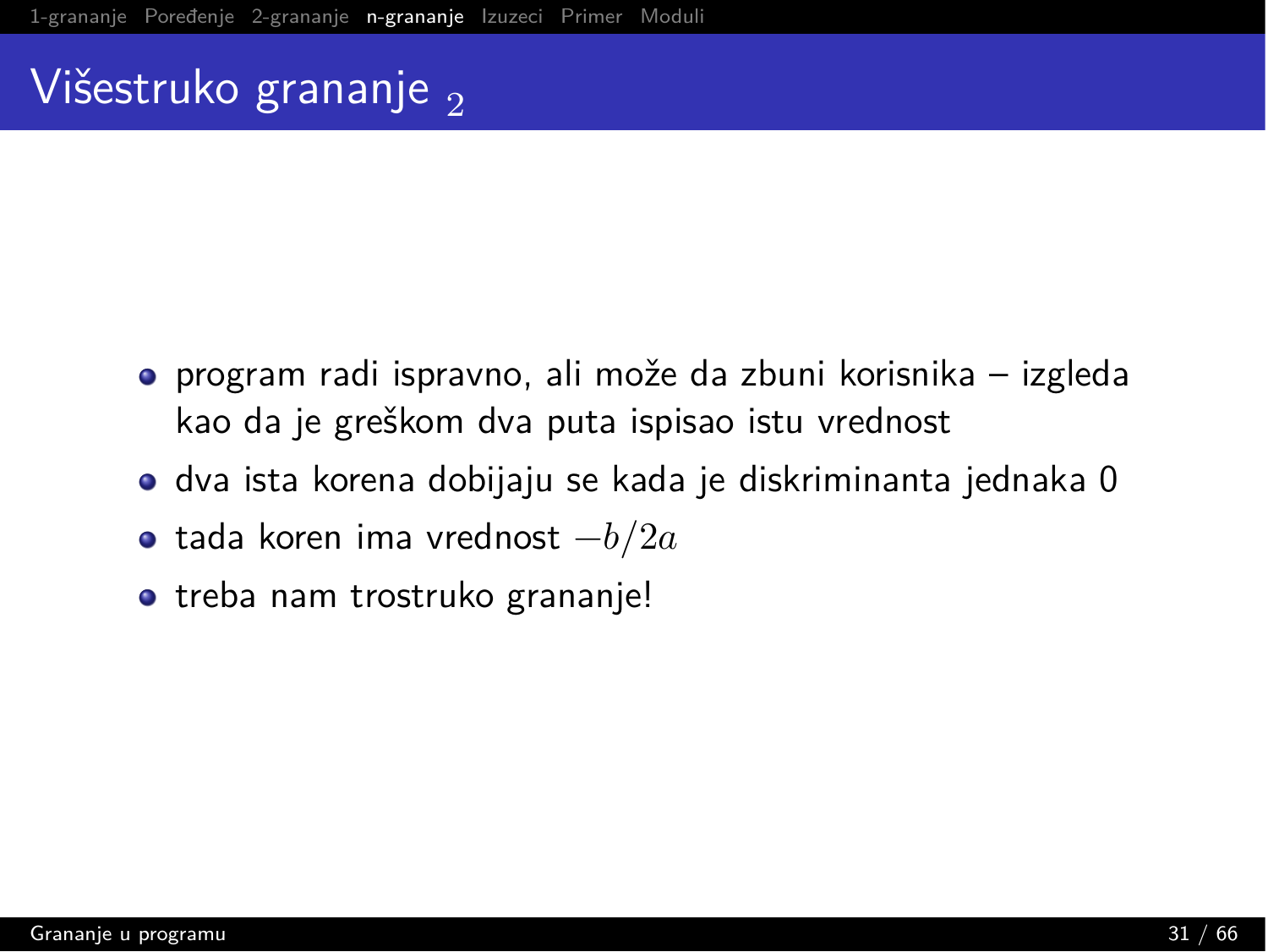# Višestruko grananje $_2$

- program radi ispravno, ali može da zbuni korisnika – izgleda kao da je greškom dva puta ispisao istu vrednost
- dva ista korena dobijaju se kada je diskriminanta jednaka 0
- tada koren ima vrednost $-b/2a$
- treba nam trostruko grananje!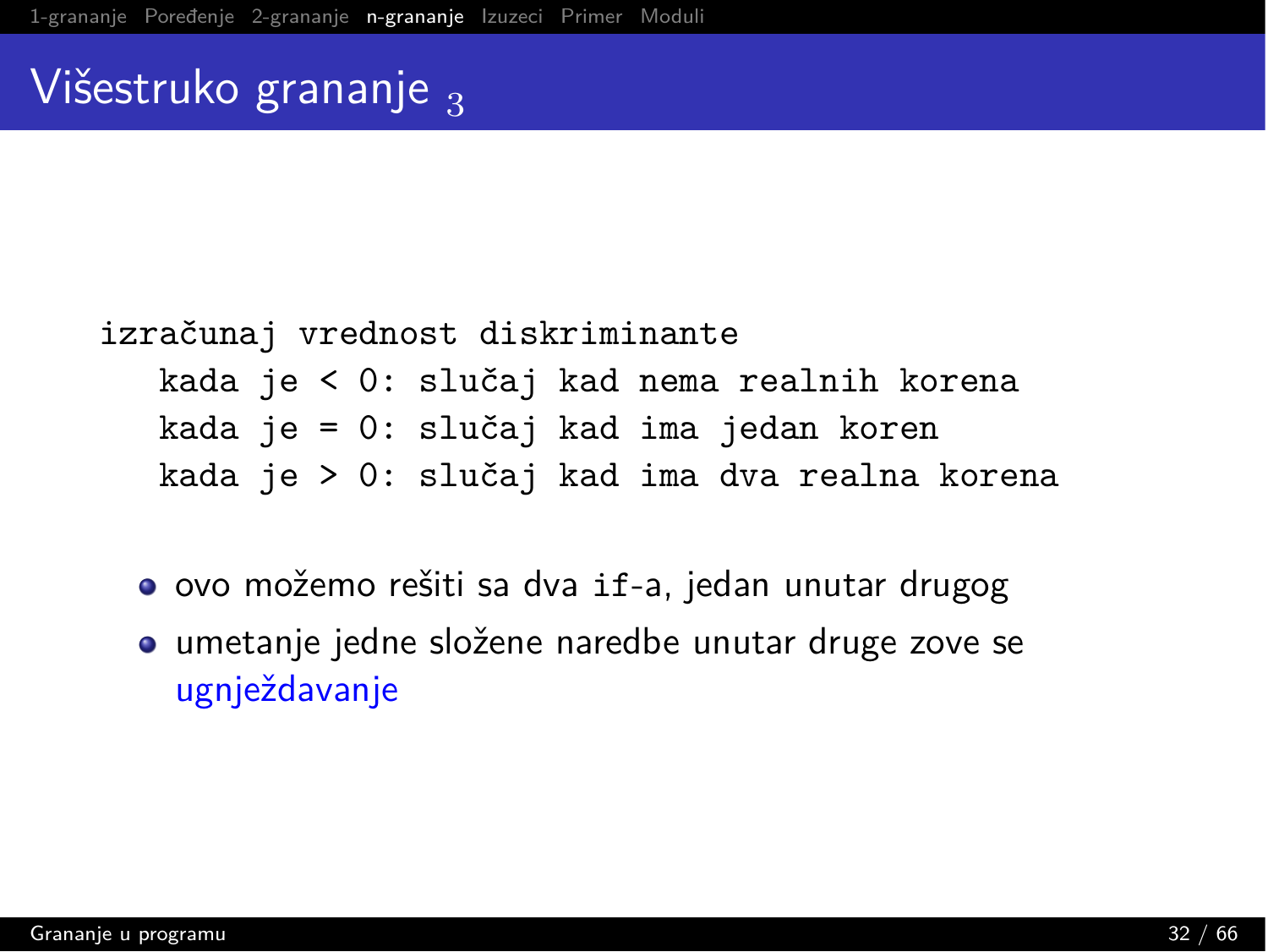# Višestruko grananje $_3$

```
izračunaj vrednost diskriminante
   kada je < 0: slučaj kad nema realnih korena
   kada je = 0: slučaj kad ima jedan koren
   kada je > 0: slučaj kad ima dva realna korena
```

- ovo možemo rešiti sa dva `if`-a, jedan unutar drugog
- umetanje jedne složene naredbe unutar druge zove se ugnježdavanje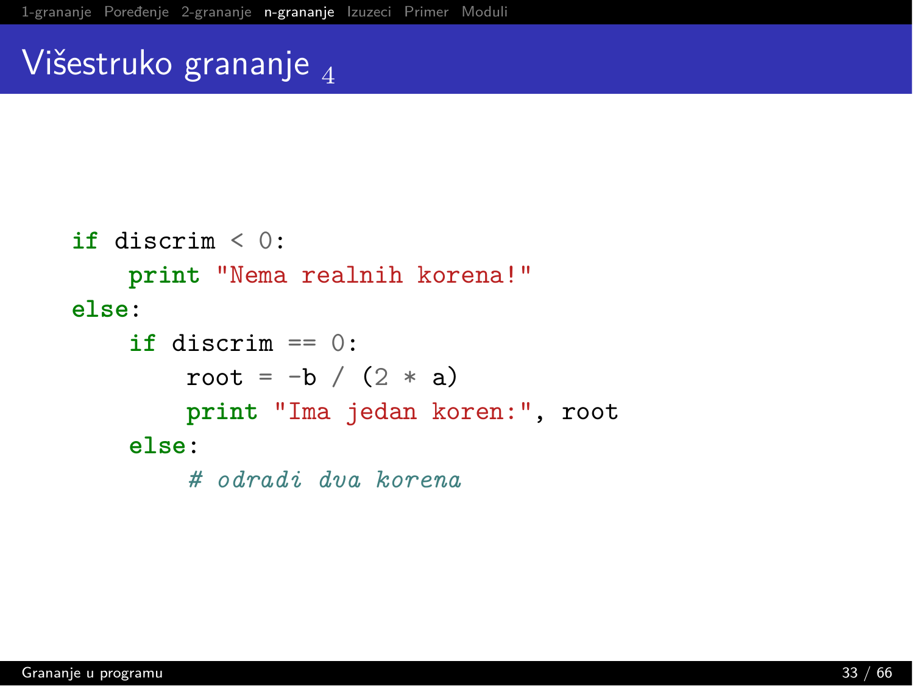# Višestruko grananje $_4$

```
if discrim < 0:
    print "Nema realnih korena!"
else:
    if discrim == 0:
        root = -b / (2 * a)
        print "Ima jedan koren:", root
    else:
        # odradi dva korena
```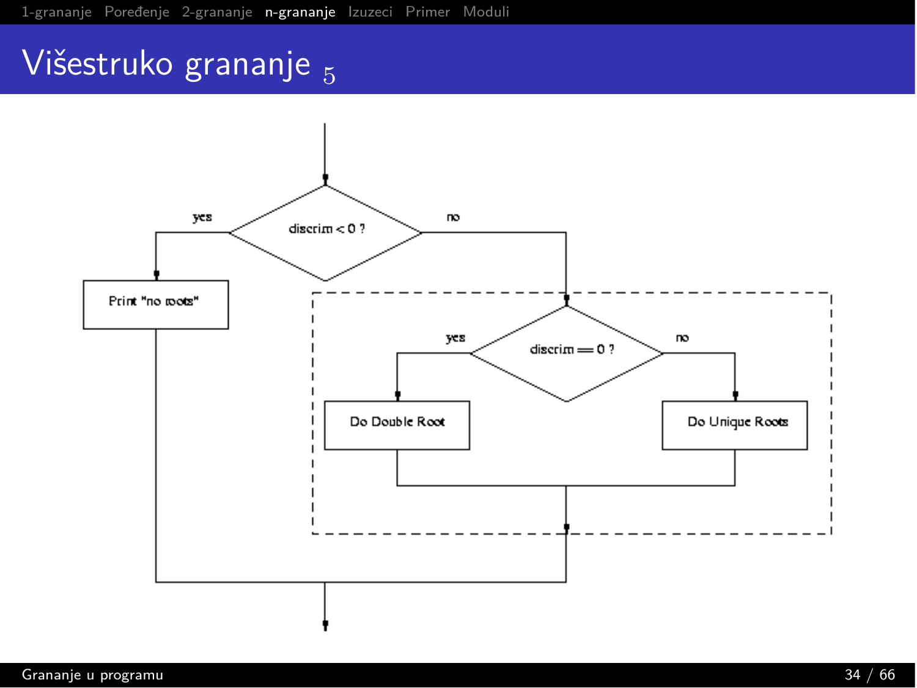# Višestruko grananje 5

yes

discrim < 0 ?

no

Print "no roots"

yes

discrim == 0 ?

no

Do Double Root

Do Unique Roots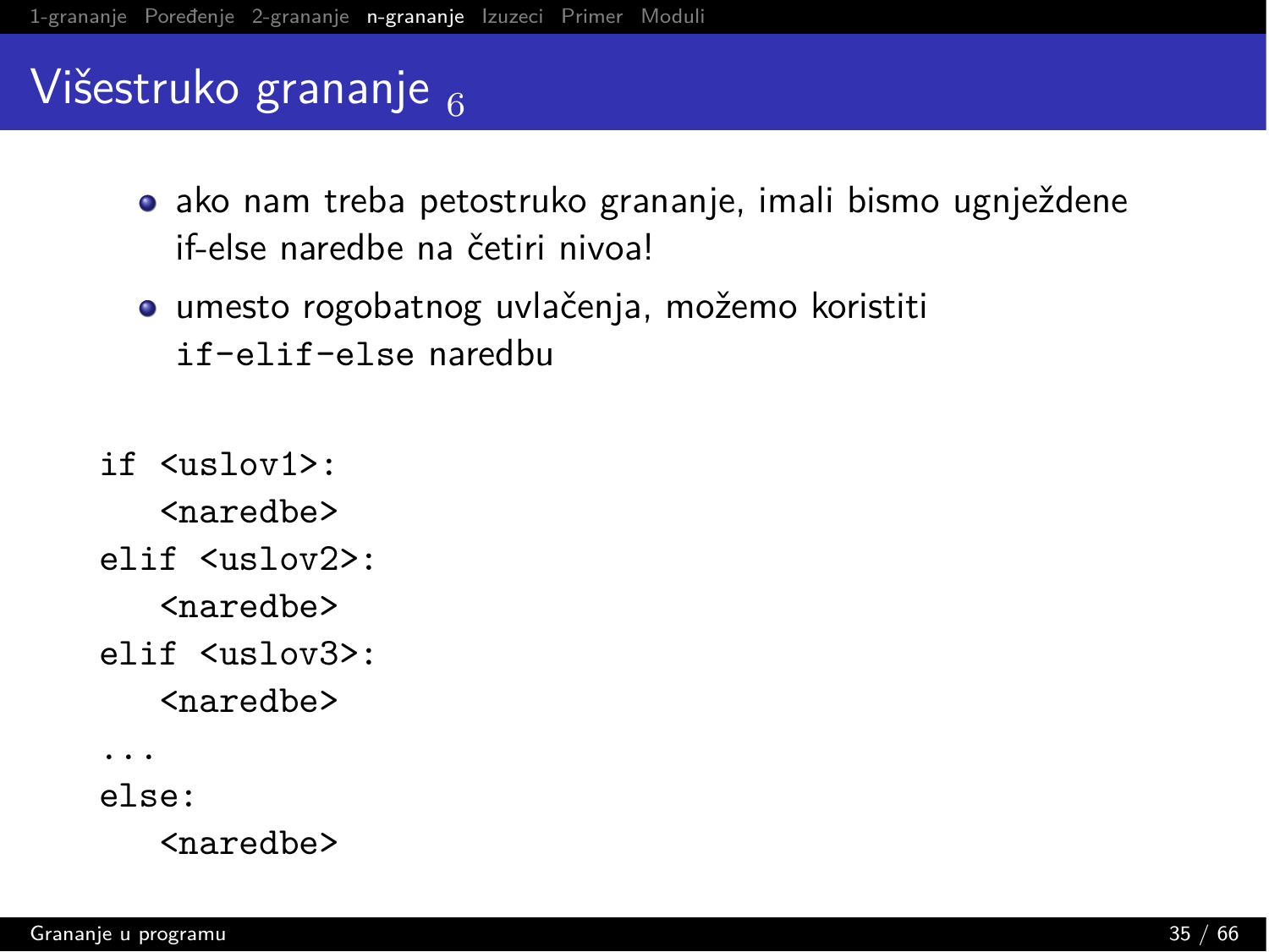# Višestruko grananje 6

- ako nam treba petostruko grananje, imali bismo ugnježdene if-else naredbe na četiri nivoa!
- umesto rogobatnog uvlačenja, možemo koristiti `if-elif-else` naredbu

```
if <uslov1>:
   <naredbe>
elif <uslov2>:
   <naredbe>
elif <uslov3>:
   <naredbe>
...
else:
   <naredbe>
```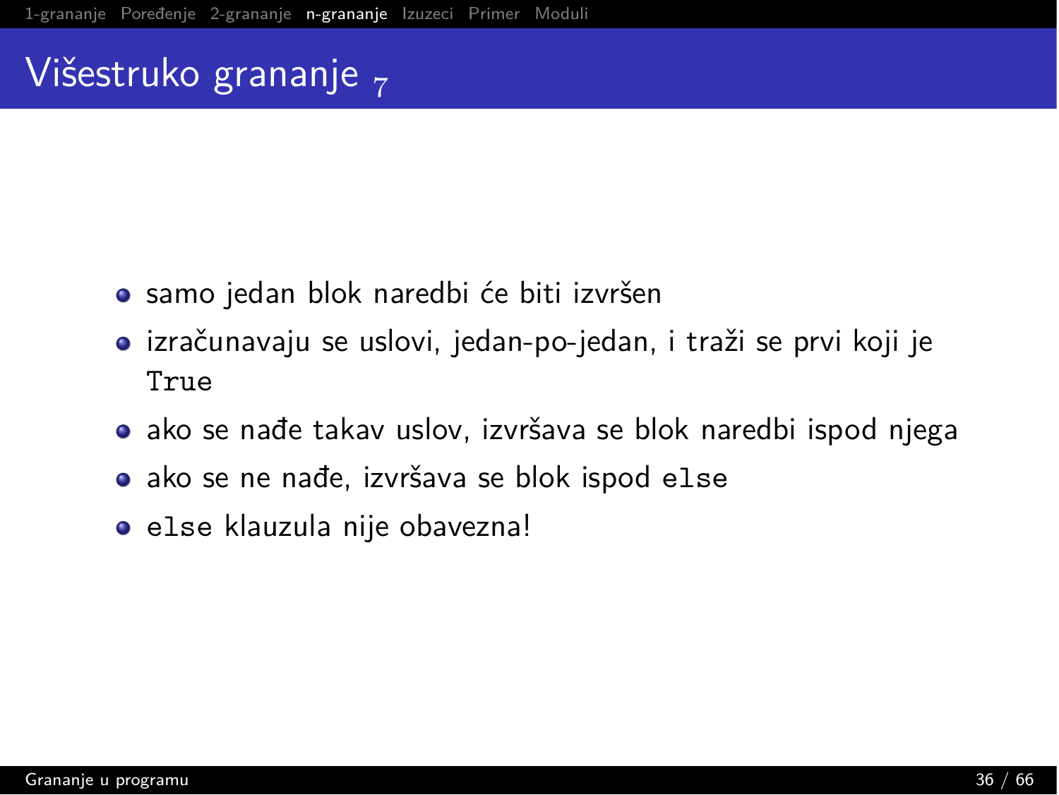# Višestruko grananje $_7$

- samo jedan blok naredbi će biti izvršen
- izračunavaju se uslovi, jedan-po-jedan, i traži se prvi koji je `True`
- ako se nađe takav uslov, izvršava se blok naredbi ispod njega
- ako se ne nađe, izvršava se blok ispod `else`
- `else` klauzula nije obavezna!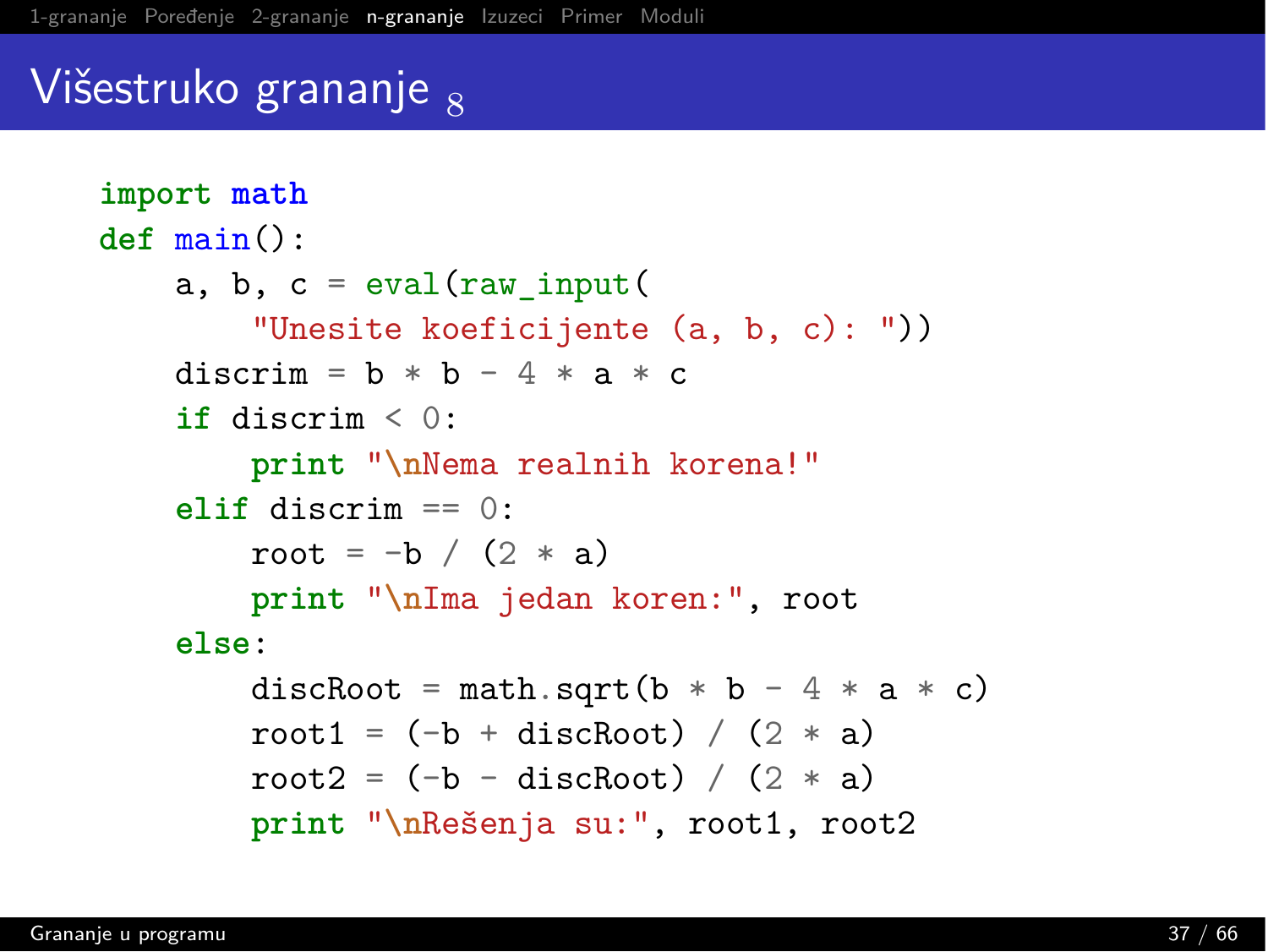# Višestruko grananje 8

```
import math
def main():
    a, b, c = eval(raw_input(
        "Unesite koeficijente (a, b, c): "))
    discrim = b * b - 4 * a * c
    if discrim < 0:
        print "\nNema realnih korena!"
    elif discrim == 0:
        root = -b / (2 * a)
        print "\nIma jedan koren:", root
    else:
        discRoot = math.sqrt(b * b - 4 * a * c)
        root1 = (-b + discRoot) / (2 * a)
        root2 = (-b - discRoot) / (2 * a)
        print "\nRešenja su:", root1, root2
```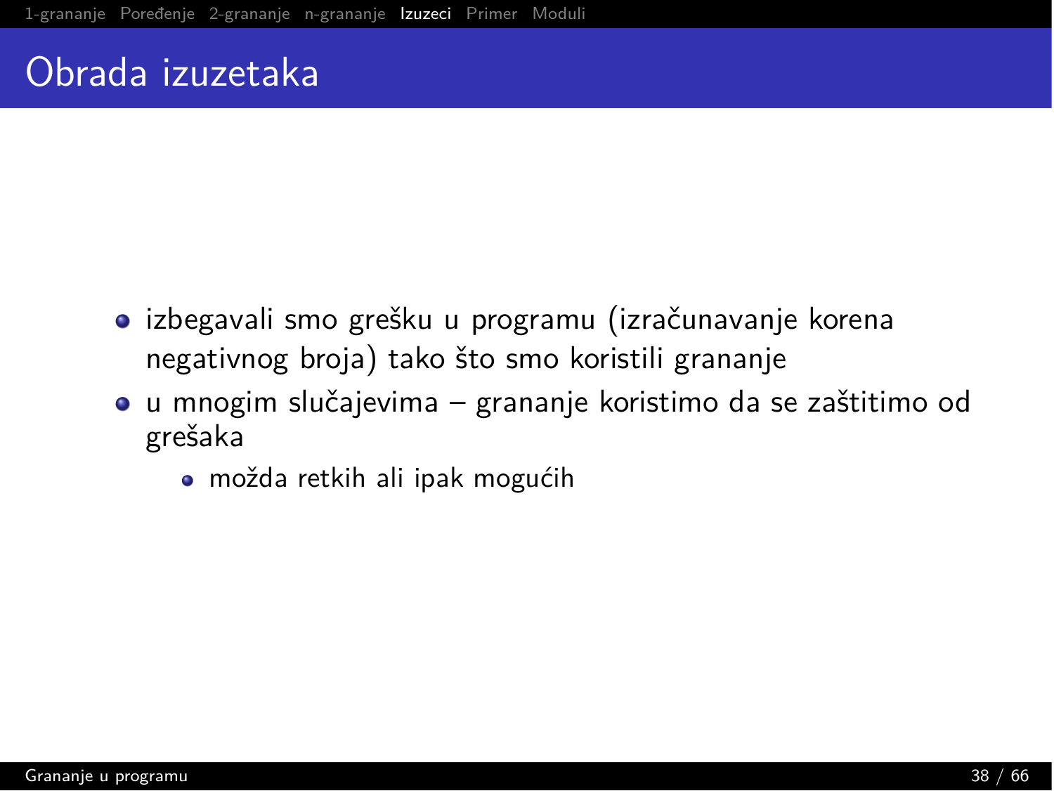# Obrada izuzetaka

- izbegavali smo grešku u programu (izračunavanje korena negativnog broja) tako što smo koristili grananje
- u mnogim slučajevima – grananje koristimo da se zaštitimo od grešaka
  - možda retkih ali ipak mogućih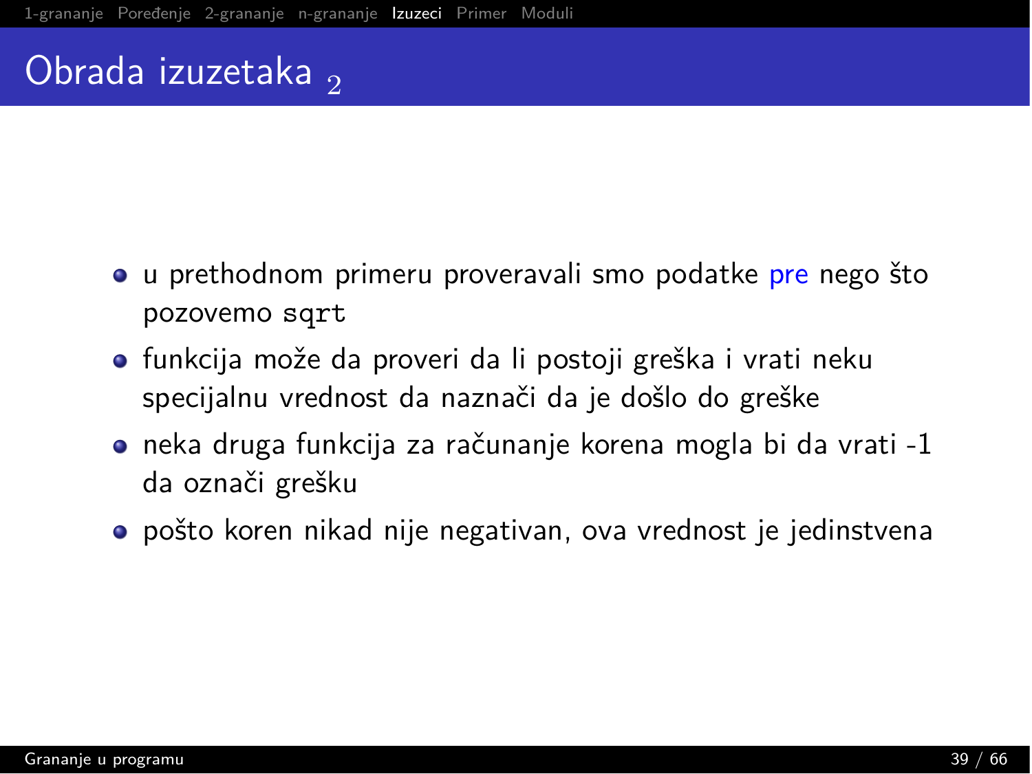# Obrada izuzetaka $_2$

- u prethodnom primeru proveravali smo podatke pre nego što pozovemo `sqrt`
- funkcija može da proveri da li postoji greška i vrati neku specijalnu vrednost da naznači da je došlo do greške
- neka druga funkcija za računanje korena mogla bi da vrati -1 da označi grešku
- pošto koren nikad nije negativan, ova vrednost je jedinstvena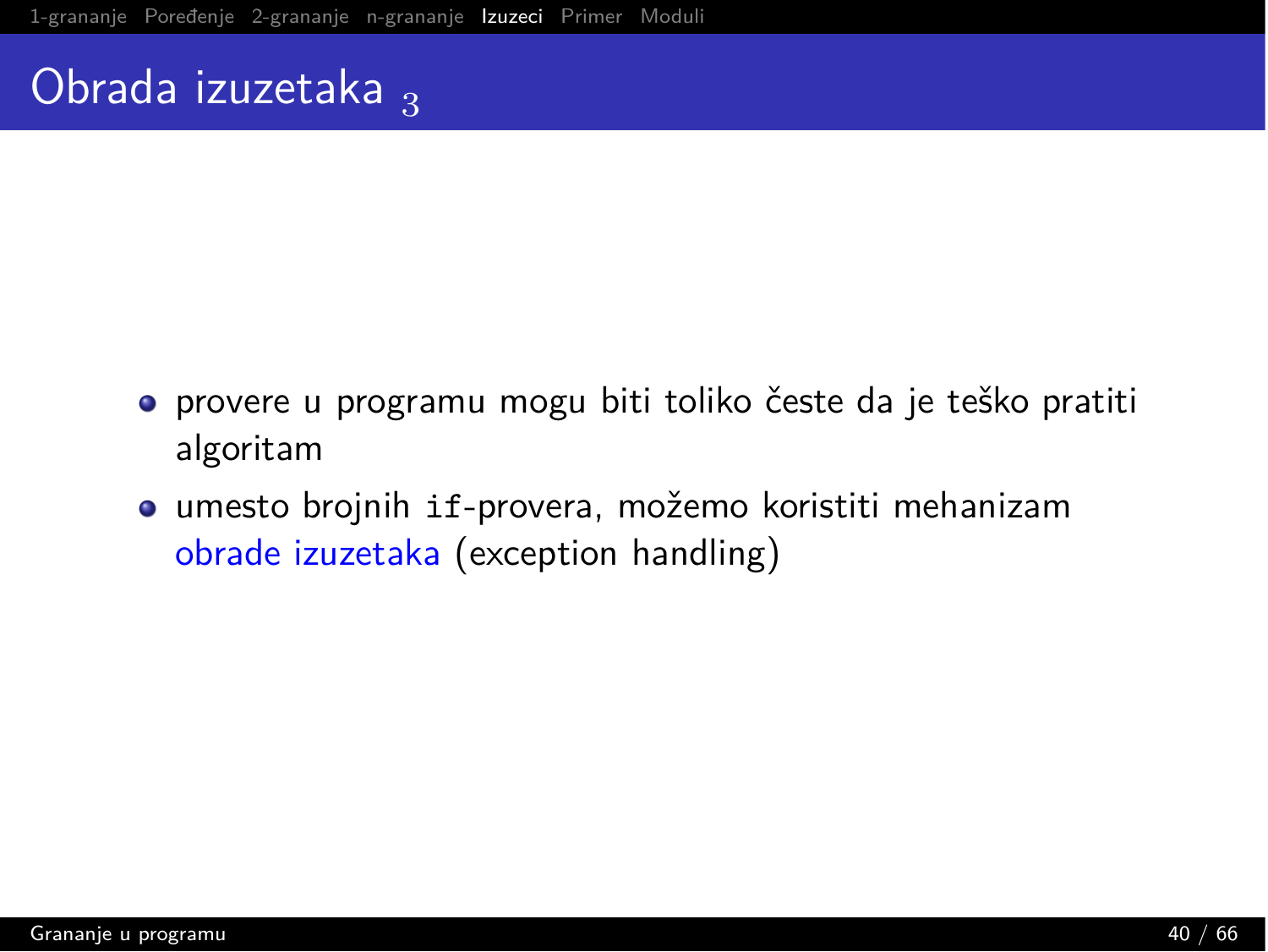# Obrada izuzetaka $_3$

- provere u programu mogu biti toliko česte da je teško pratiti algoritam
- umesto brojnih `if`-provera, možemo koristiti mehanizam obrade izuzetaka (exception handling)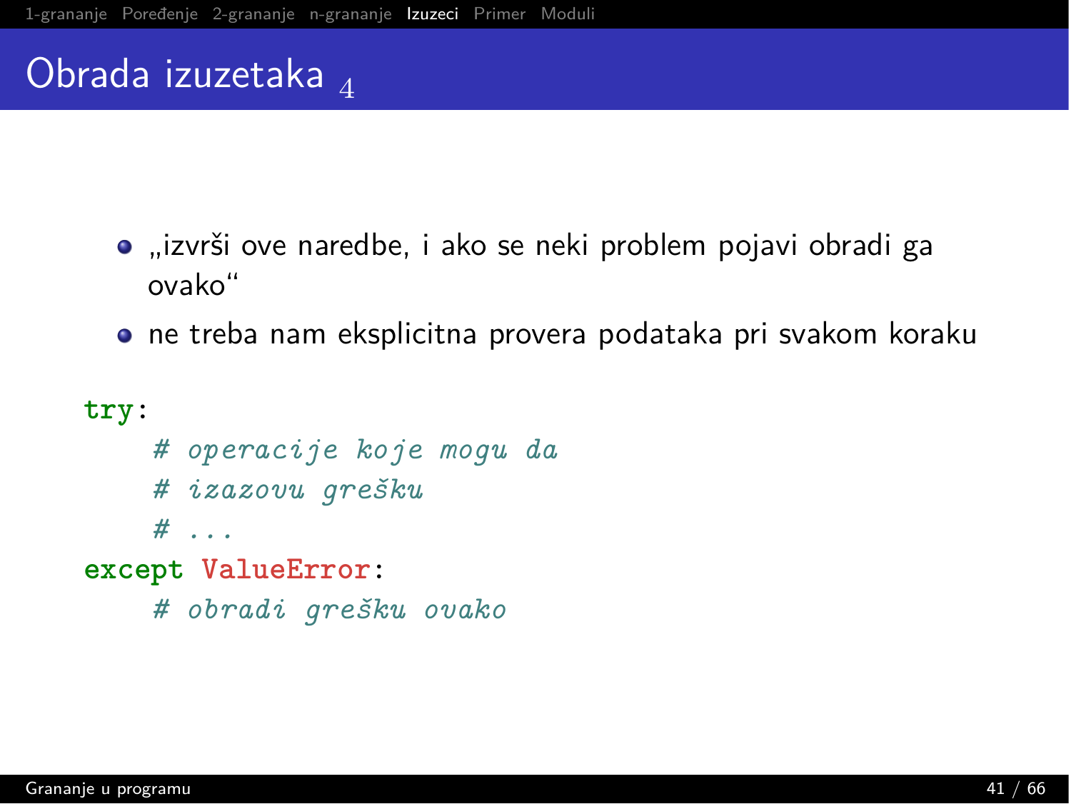# Obrada izuzetaka $_4$

- „izvrši ove naredbe, i ako se neki problem pojavi obradi ga ovako“
- ne treba nam eksplicitna provera podataka pri svakom koraku

```
try:
    # operacije koje mogu da
    # izazovu grešku
    # ...
except ValueError:
    # obradi grešku ovako
```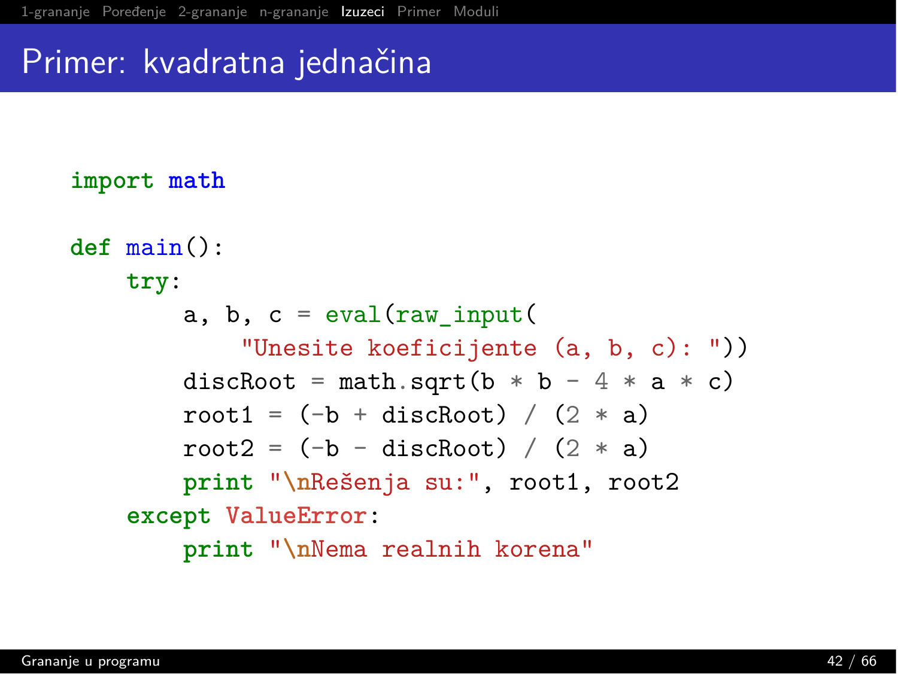# Primer: kvadratna jednačina

```
import math

def main():
    try:
        a, b, c = eval(raw_input(
            "Unesite koeficijente (a, b, c): "))
        discRoot = math.sqrt(b * b - 4 * a * c)
        root1 = (-b + discRoot) / (2 * a)
        root2 = (-b - discRoot) / (2 * a)
        print "\nRešenja su:", root1, root2
    except ValueError:
        print "\nNema realnih korena"
```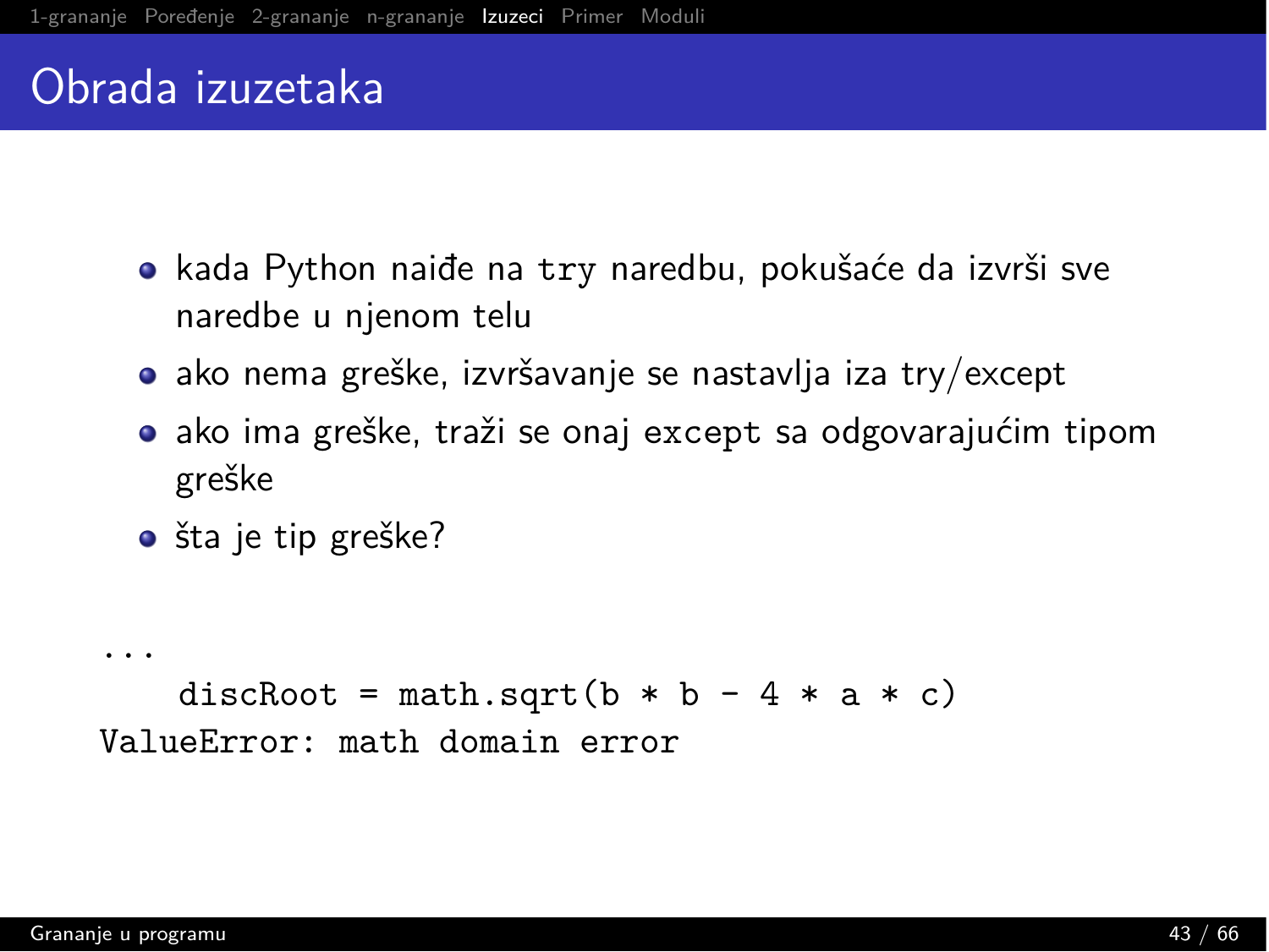# Obrada izuzetaka

- kada Python naiđe na `try` naredbu, pokušaće da izvrši sve naredbe u njenom telu
- ako nema greške, izvršavanje se nastavlja iza try/except
- ako ima greške, traži se onaj `except` sa odgovarajućim tipom greške
- šta je tip greške?

```
...
    discRoot = math.sqrt(b * b - 4 * a * c)
ValueError: math domain error
```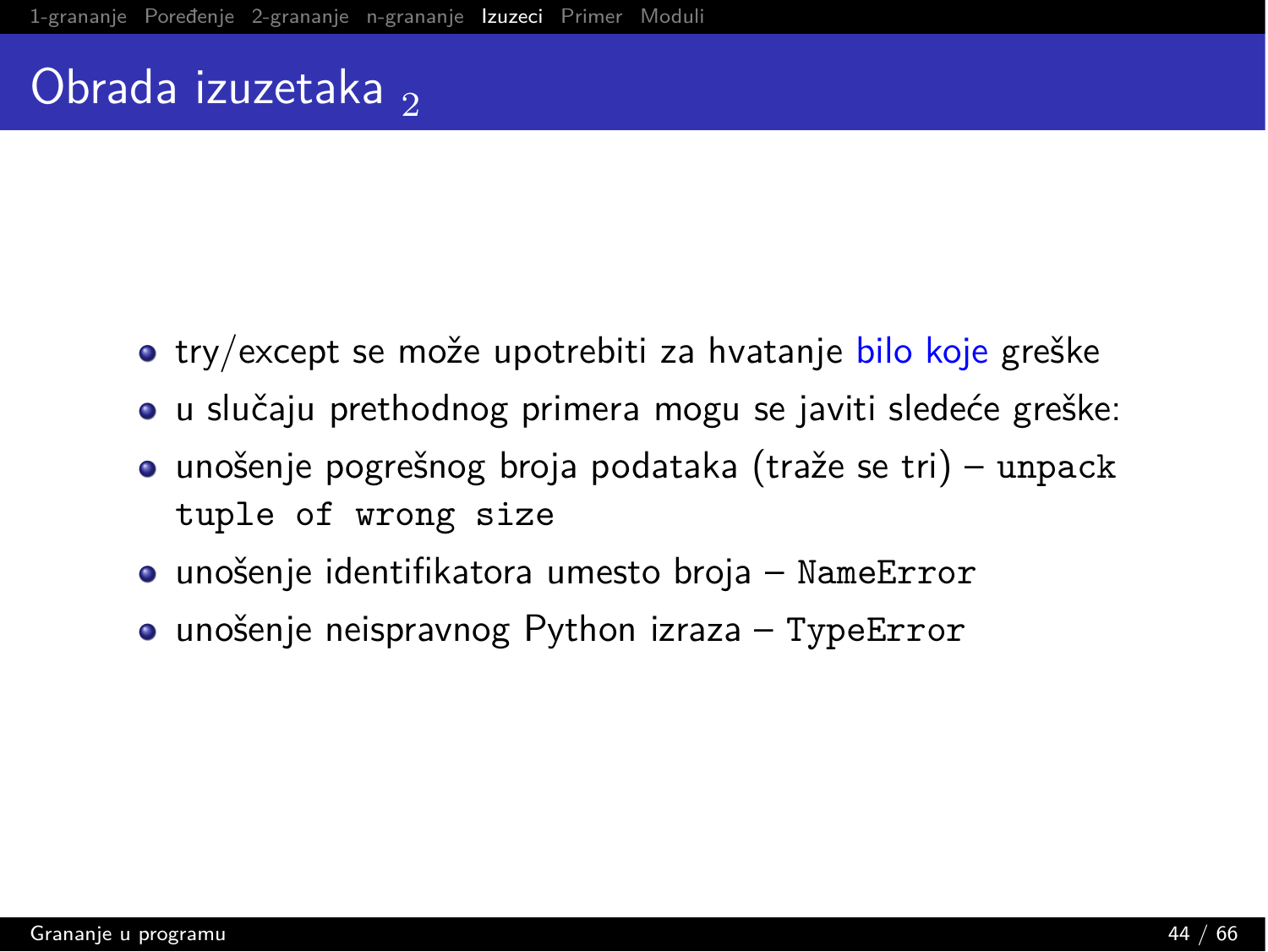# Obrada izuzetaka $_2$

- try/except se može upotrebiti za hvatanje bilo koje greške
- u slučaju prethodnog primera mogu se javiti sledeće greške:
- unošenje pogrešnog broja podataka (traže se tri) – `unpack tuple of wrong size`
- unošenje identifikatora umesto broja – `NameError`
- unošenje neispravnog Python izraza – `TypeError`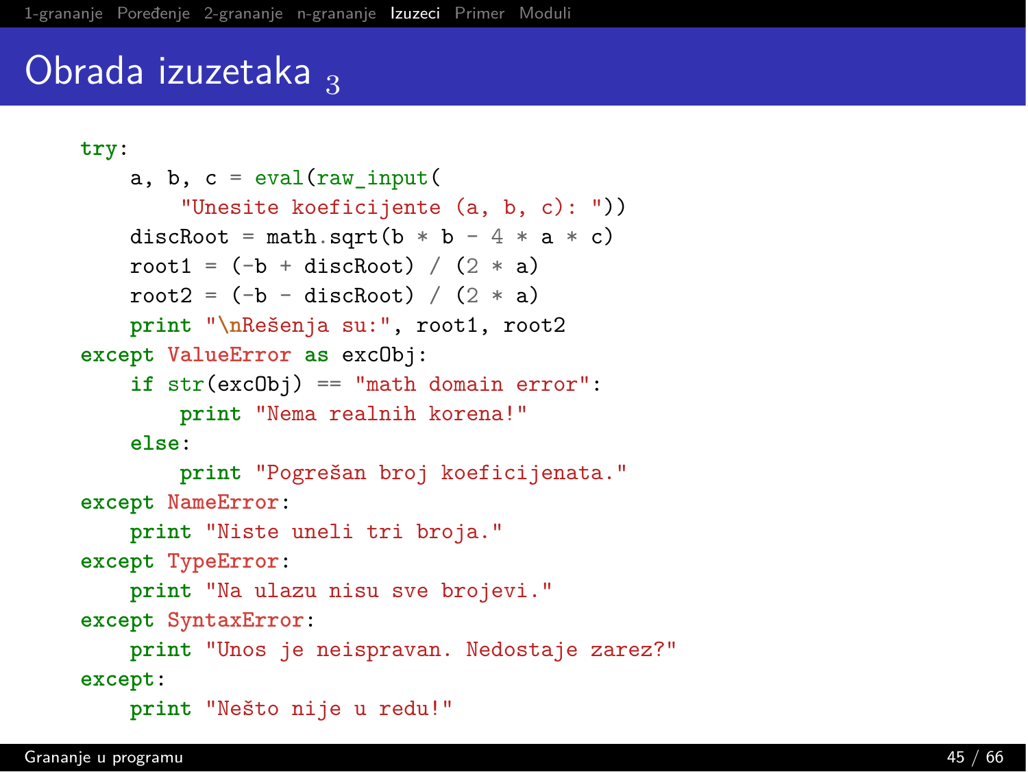# Obrada izuzetaka 3

```python
try:
    a, b, c = eval(raw_input(
        "Unesite koeficijente (a, b, c): "))
    discRoot = math.sqrt(b * b - 4 * a * c)
    root1 = (-b + discRoot) / (2 * a)
    root2 = (-b - discRoot) / (2 * a)
    print "\nRešenja su:", root1, root2
except ValueError as excObj:
    if str(excObj) == "math domain error":
        print "Nema realnih korena!"
    else:
        print "Pogrešan broj koeficijenata."
except NameError:
    print "Niste uneli tri broja."
except TypeError:
    print "Na ulazu nisu sve brojevi."
except SyntaxError:
    print "Unos je neispravan. Nedostaje zarez?"
except:
    print "Nešto nije u redu!"
```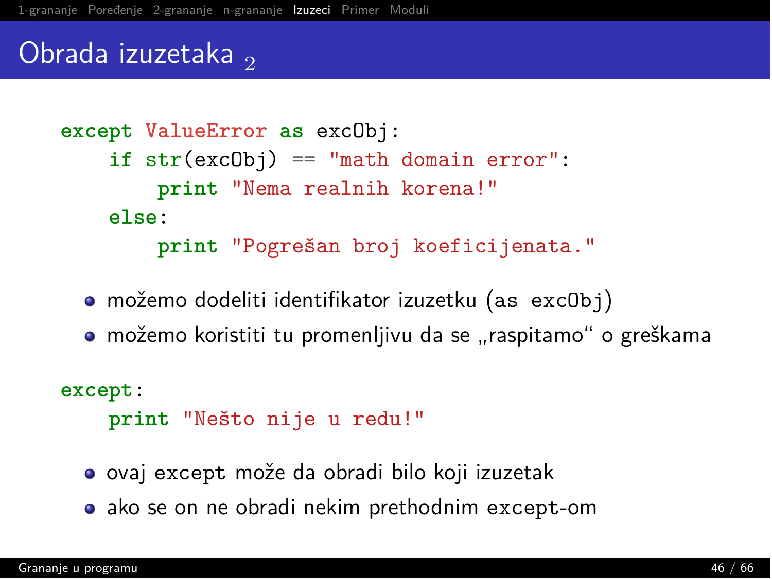## Obrada izuzetaka $_2$

```
except ValueError as excObj:
    if str(excObj) == "math domain error":
        print "Nema realnih korena!"
    else:
        print "Pogrešan broj koeficijenata."
```

- možemo dodeliti identifikator izuzetku (`as excObj`)
- možemo koristiti tu promenljivu da se „raspitamo" o greškama

```
except:
    print "Nešto nije u redu!"
```

- ovaj `except` može da obradi bilo koji izuzetak
- ako se on ne obradi nekim prethodnim `except`-om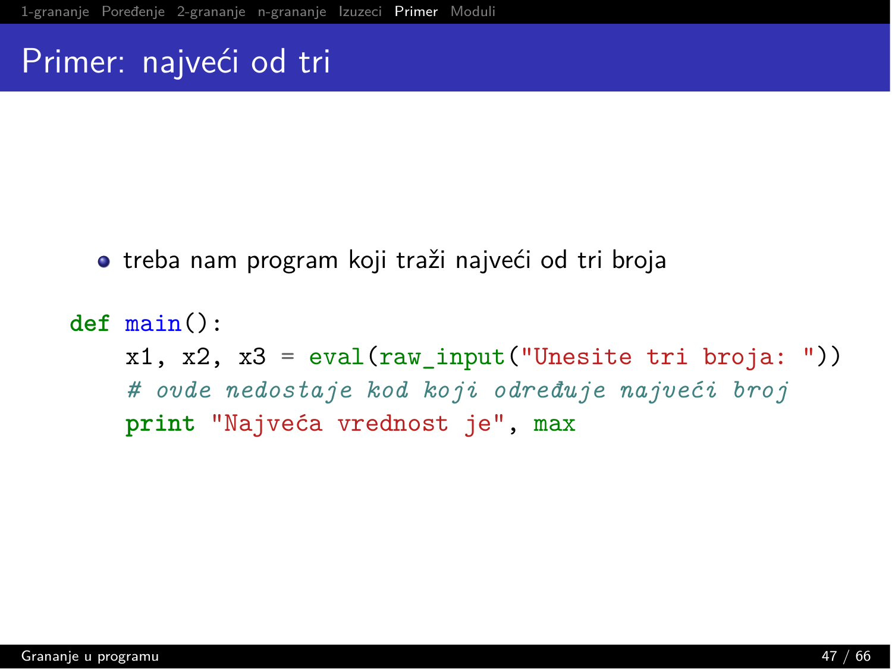# Primer: najveći od tri

- treba nam program koji traži najveći od tri broja

```
def main():
    x1, x2, x3 = eval(raw_input("Unesite tri broja: "))
    # ovde nedostaje kod koji određuje najveći broj
    print "Najveća vrednost je", max
```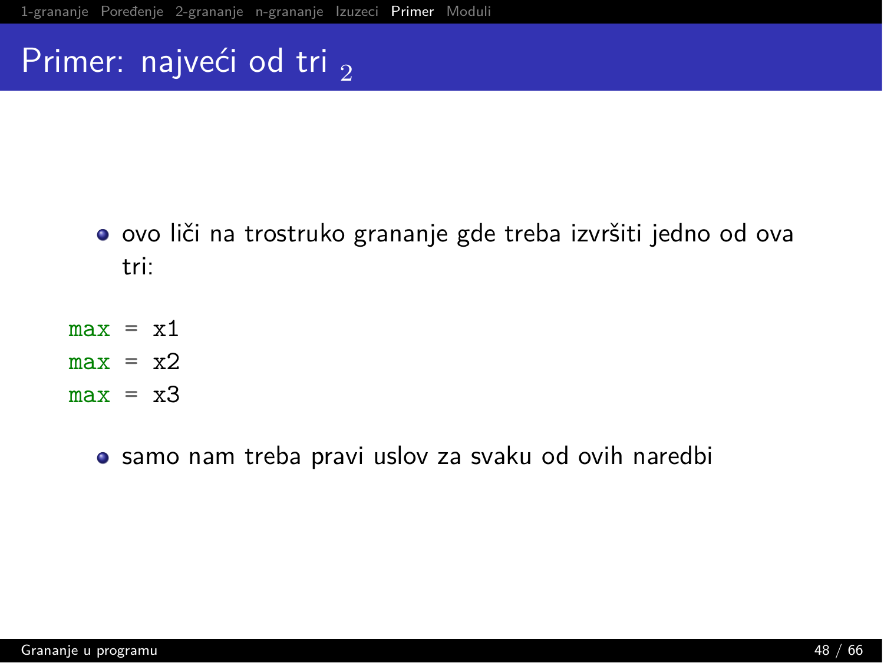# Primer: najveći od tri $_2$

- ovo liči na trostruko grananje gde treba izvršiti jedno od ova tri:

```
max = x1
max = x2
max = x3
```

- samo nam treba pravi uslov za svaku od ovih naredbi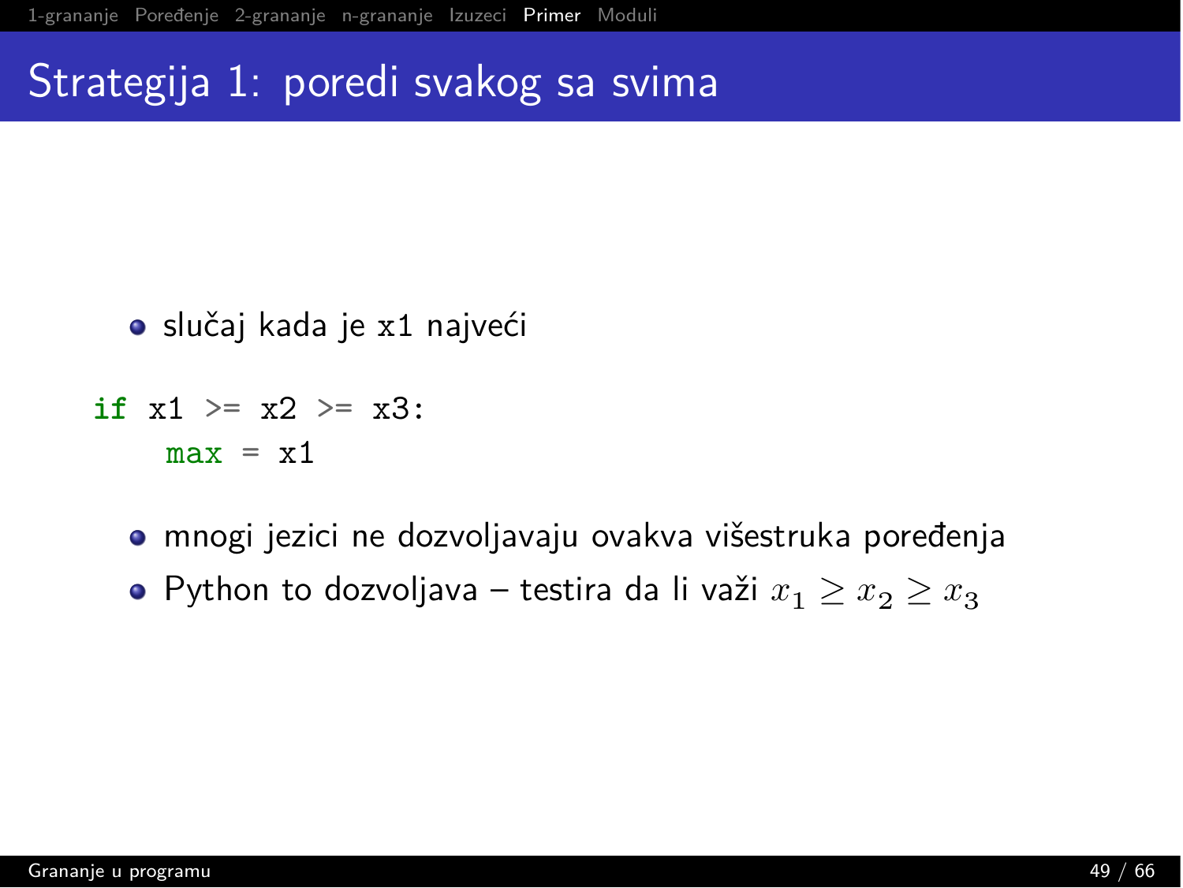# Strategija 1: poredi svakog sa svima

- slučaj kada je `x1` najveći

```
if x1 >= x2 >= x3:
    max = x1
```

- mnogi jezici ne dozvoljavaju ovakva višestruka poređenja
- Python to dozvoljava – testira da li važi $x_1 \geq x_2 \geq x_3$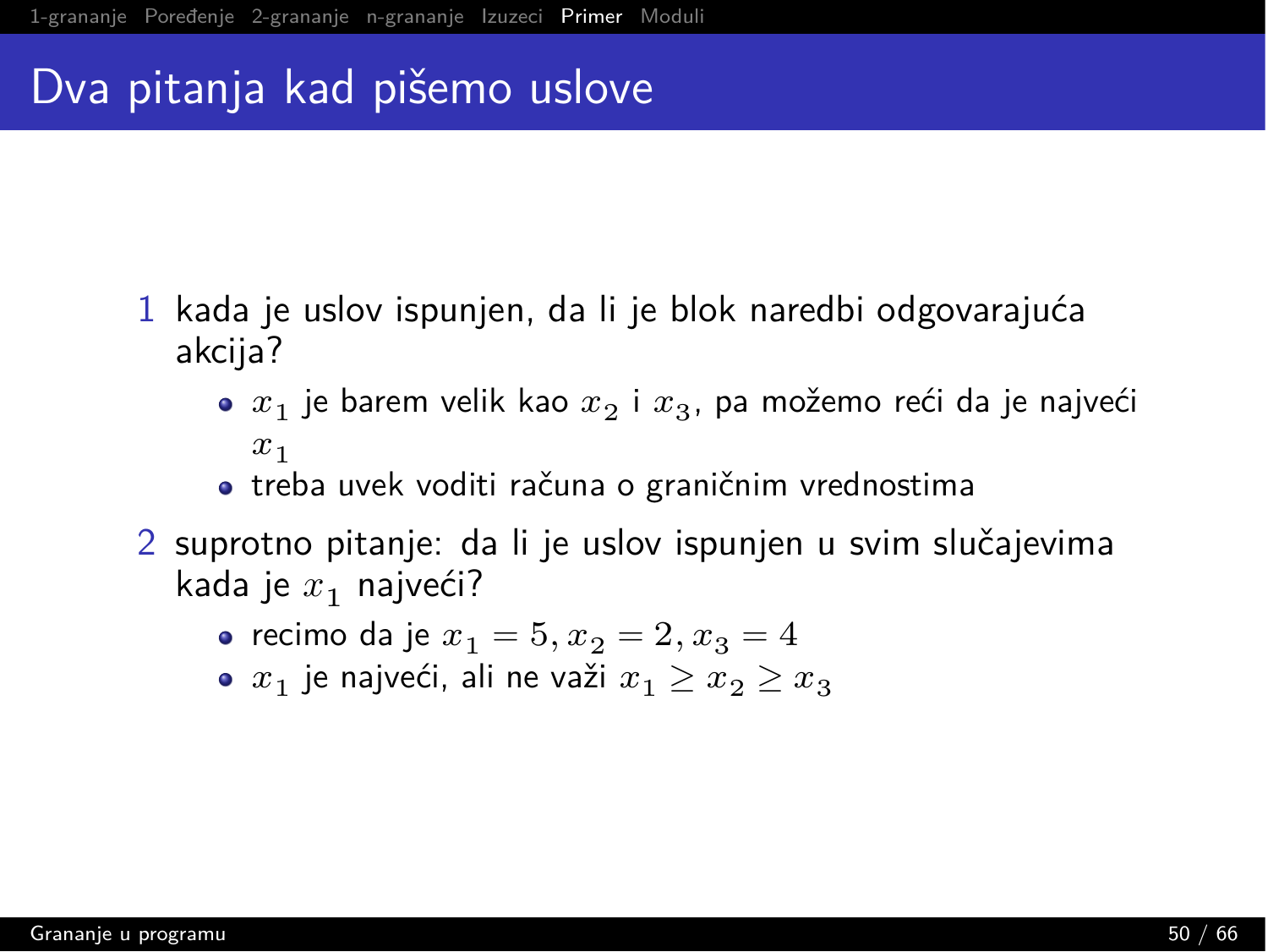# Dva pitanja kad pišemo uslove

1. kada je uslov ispunjen, da li je blok naredbi odgovarajuća akcija?
   - $x_1$ je barem velik kao $x_2$ i $x_3$, pa možemo reći da je najveći $x_1$
   - treba uvek voditi računa o graničnim vrednostima
2. suprotno pitanje: da li je uslov ispunjen u svim slučajevima kada je $x_1$ najveći?
   - recimo da je $x_1 = 5, x_2 = 2, x_3 = 4$
   - $x_1$ je najveći, ali ne važi $x_1 \geq x_2 \geq x_3$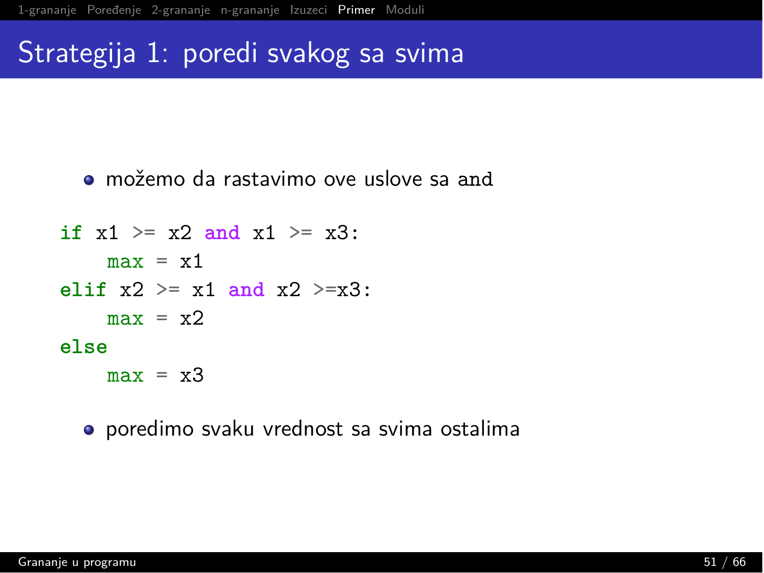# Strategija 1: poredi svakog sa svima

- možemo da rastavimo ove uslove sa and

```
if x1 >= x2 and x1 >= x3:
    max = x1
elif x2 >= x1 and x2 >=x3:
    max = x2
else
    max = x3
```

- poredimo svaku vrednost sa svima ostalima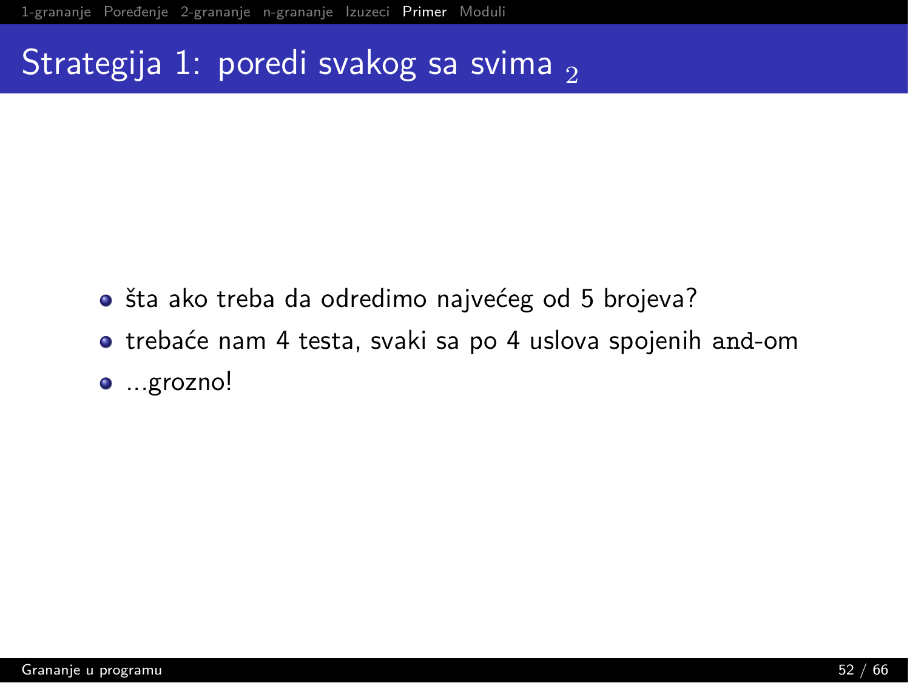# Strategija 1: poredi svakog sa svima $_2$

- šta ako treba da odredimo najvećeg od 5 brojeva?
- trebaće nam 4 testa, svaki sa po 4 uslova spojenih `and`-om
- ...grozno!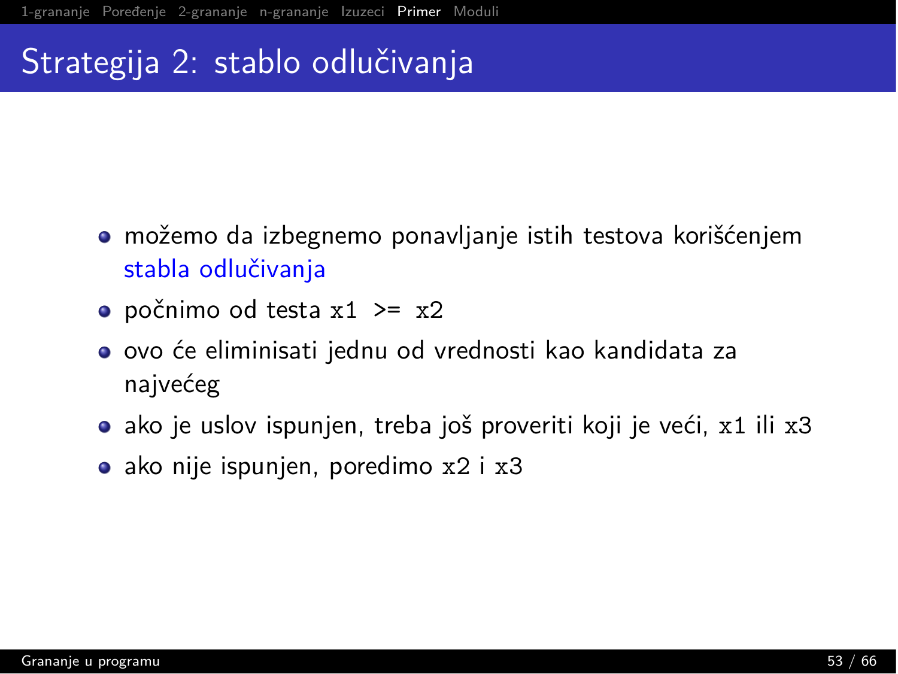# Strategija 2: stablo odlučivanja

- možemo da izbegnemo ponavljanje istih testova korišćenjem stabla odlučivanja
- počnimo od testa `x1 >= x2`
- ovo će eliminisati jednu od vrednosti kao kandidata za najvećeg
- ako je uslov ispunjen, treba još proveriti koji je veći, `x1` ili `x3`
- ako nije ispunjen, poredimo `x2` i `x3`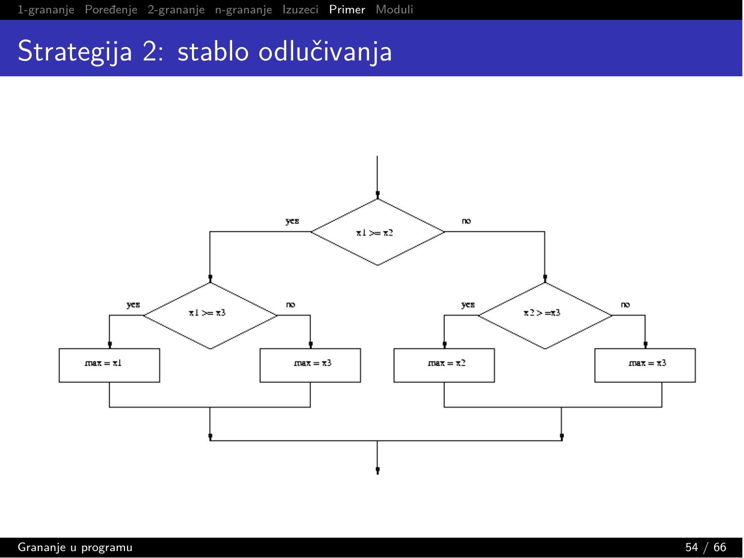# Strategija 2: stablo odlučivanja

yes | x1 >= x2 | no

yes | x1 >= x3 | no

yes | x2 > =x3 | no

max = x1

max = x3

max = x2

max = x3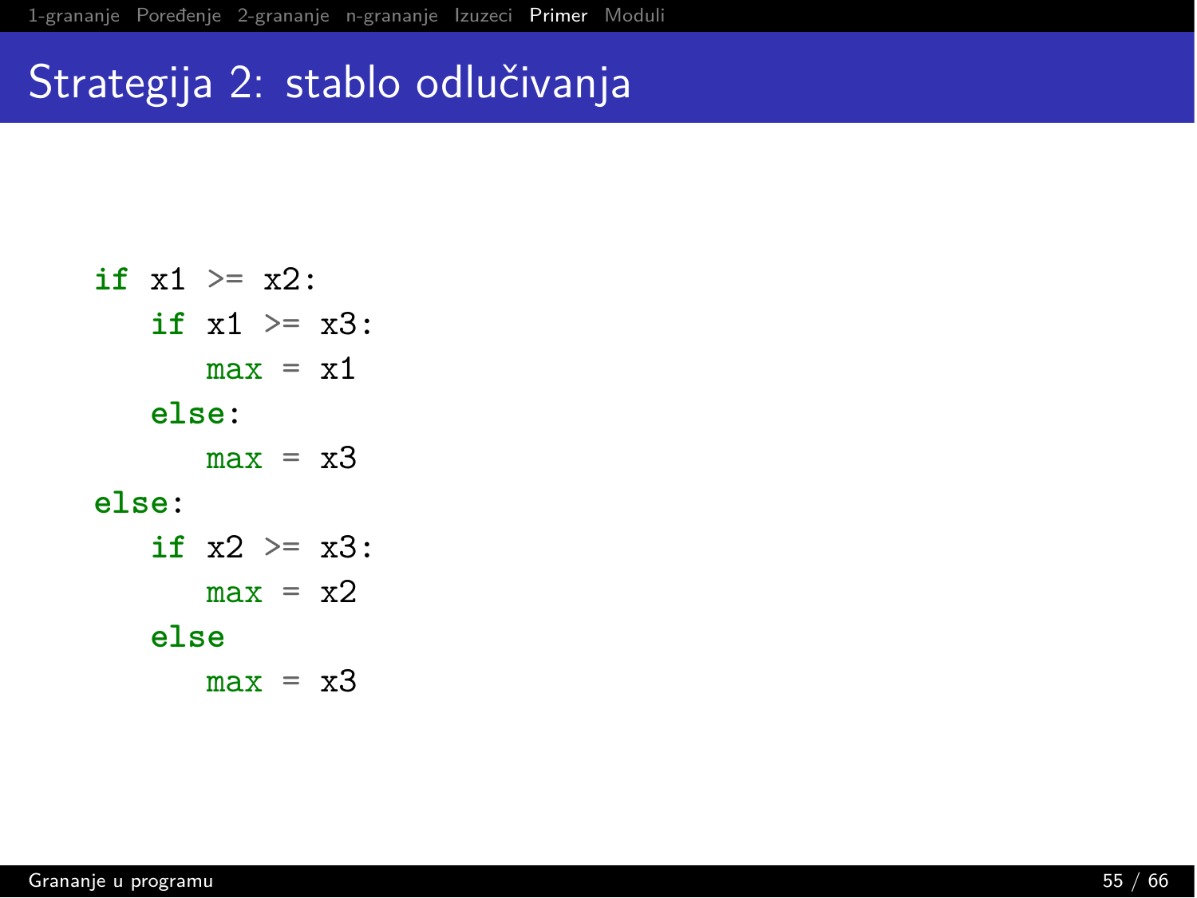# Strategija 2: stablo odlučivanja

```
if x1 >= x2:
   if x1 >= x3:
      max = x1
   else:
      max = x3
else:
   if x2 >= x3:
      max = x2
   else
      max = x3
```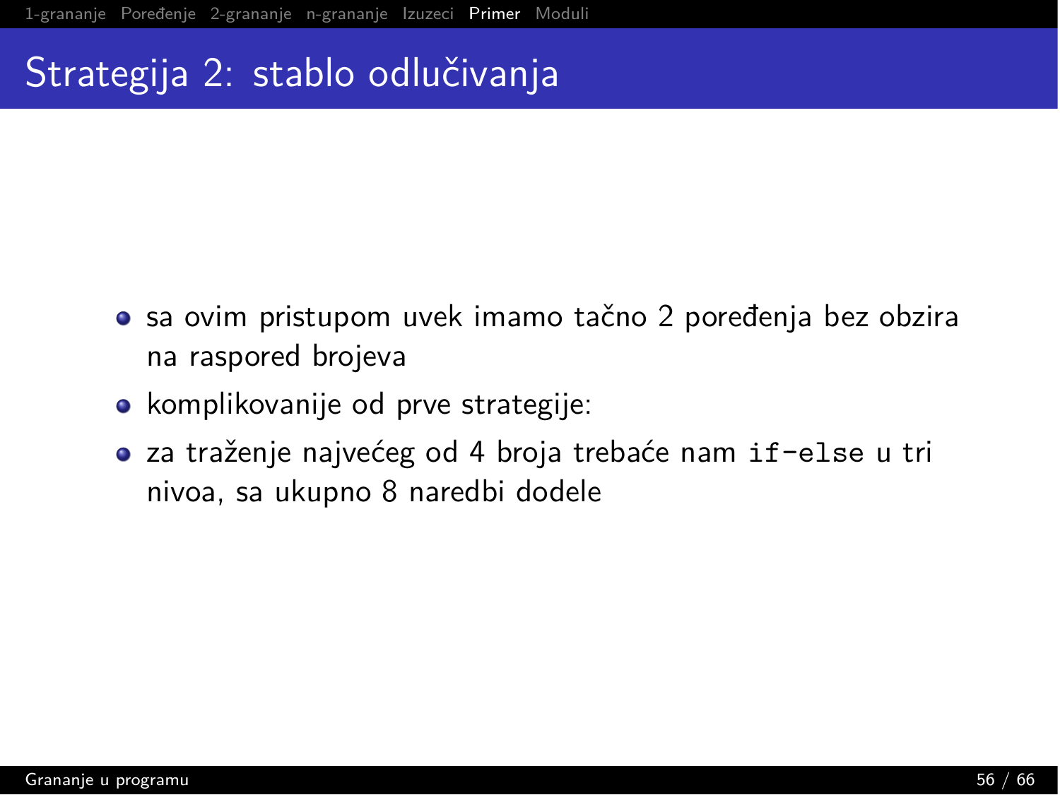# Strategija 2: stablo odlučivanja

- sa ovim pristupom uvek imamo tačno 2 poređenja bez obzira na raspored brojeva
- komplikovanije od prve strategije:
- za traženje najvećeg od 4 broja trebaće nam `if-else` u tri nivoa, sa ukupno 8 naredbi dodele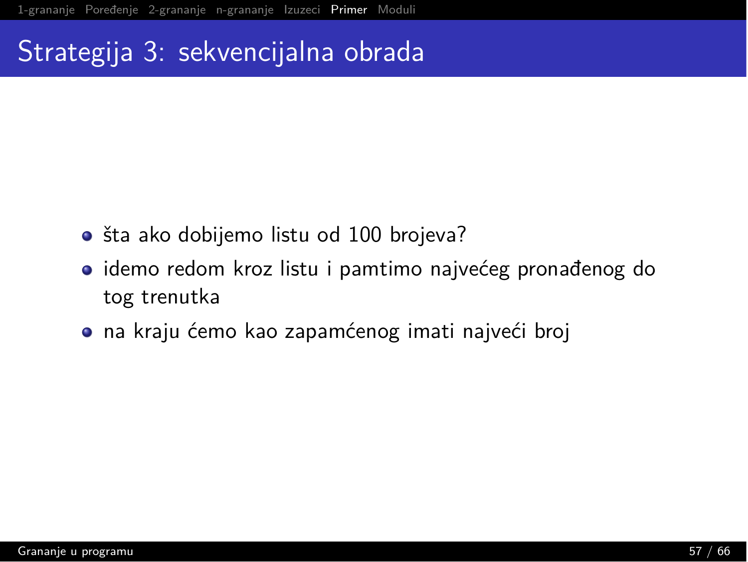# Strategija 3: sekvencijalna obrada

- šta ako dobijemo listu od 100 brojeva?
- idemo redom kroz listu i pamtimo najvećeg pronađenog do tog trenutka
- na kraju ćemo kao zapamćenog imati najveći broj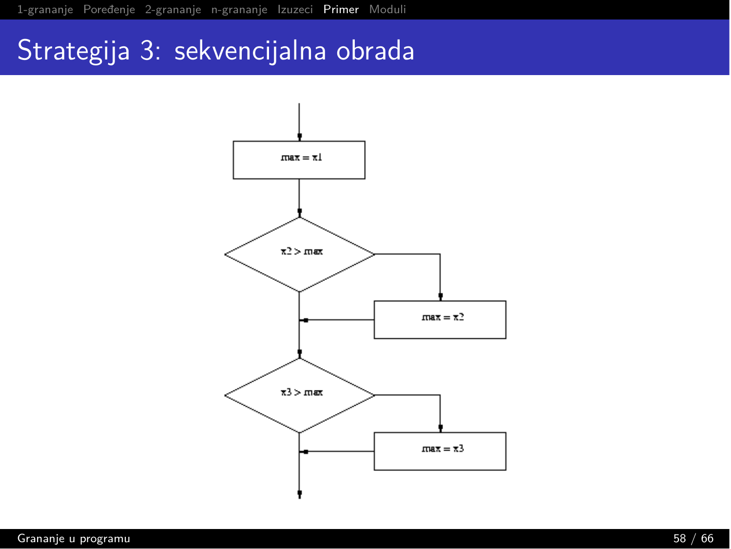# Strategija 3: sekvencijalna obrada

max = x1

x2 > max

max = x2

x3 > max

max = x3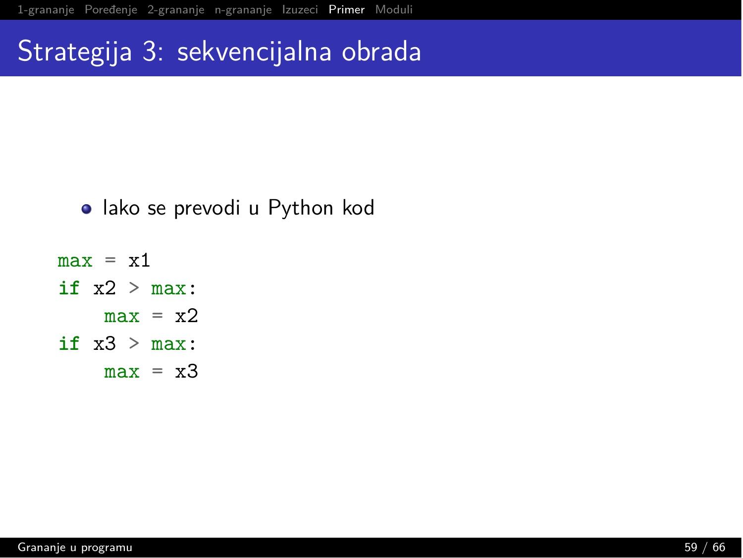# Strategija 3: sekvencijalna obrada

- lako se prevodi u Python kod

```
max = x1
if x2 > max:
    max = x2
if x3 > max:
    max = x3
```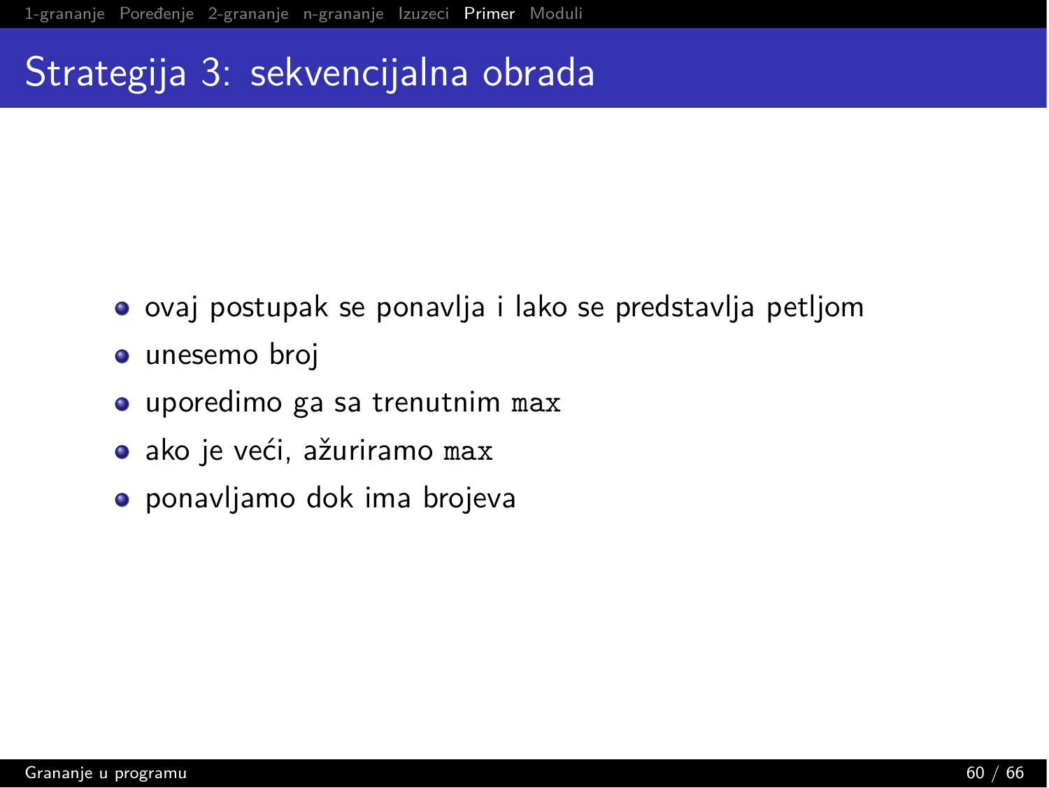# Strategija 3: sekvencijalna obrada

- ovaj postupak se ponavlja i lako se predstavlja petljom
- unesemo broj
- uporedimo ga sa trenutnim `max`
- ako je veći, ažuriramo `max`
- ponavljamo dok ima brojeva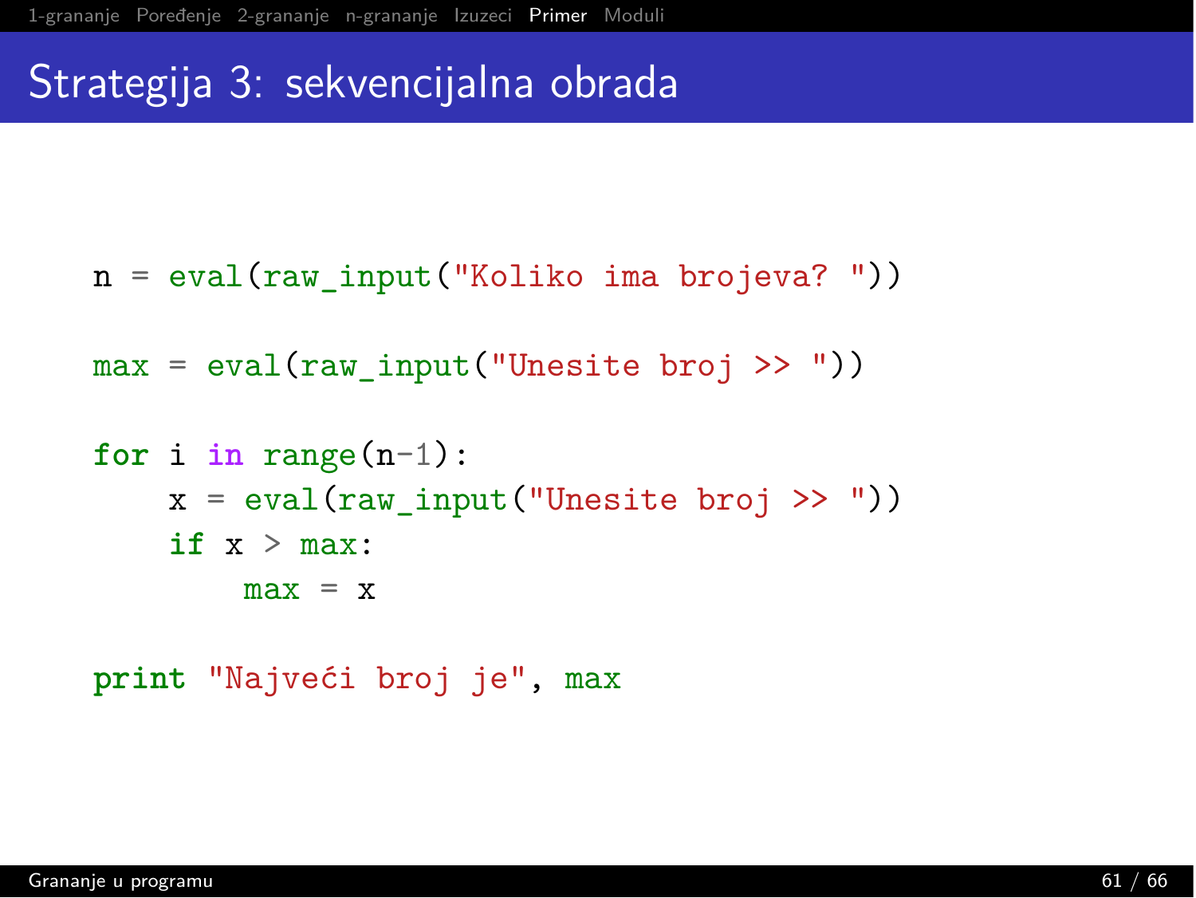# Strategija 3: sekvencijalna obrada

```
n = eval(raw_input("Koliko ima brojeva? "))

max = eval(raw_input("Unesite broj >> "))

for i in range(n-1):
    x = eval(raw_input("Unesite broj >> "))
    if x > max:
        max = x

print "Najveći broj je", max
```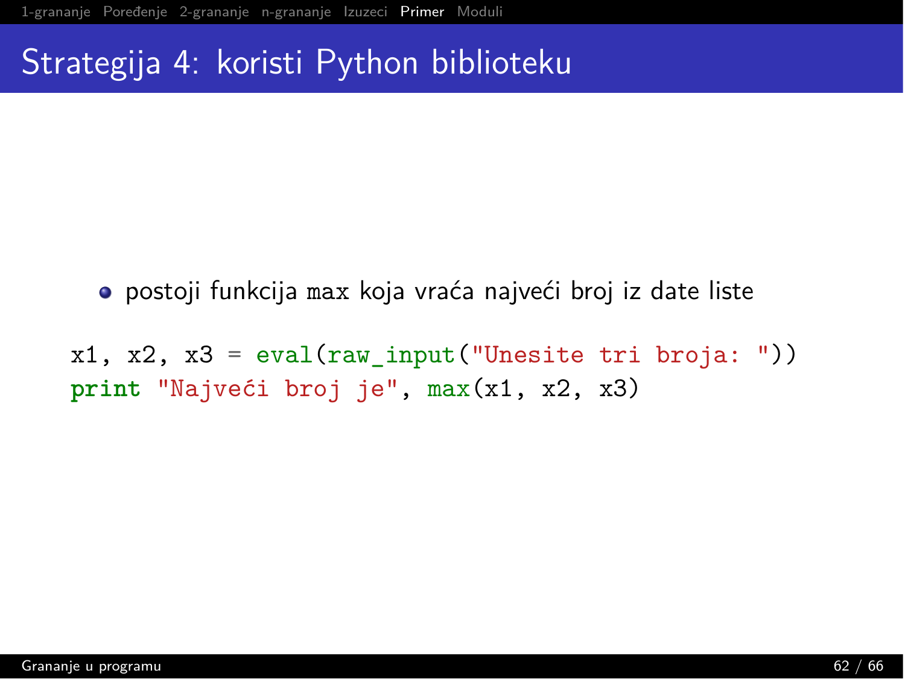# Strategija 4: koristi Python biblioteku

- postoji funkcija `max` koja vraća najveći broj iz date liste

```
x1, x2, x3 = eval(raw_input("Unesite tri broja: "))
print "Najveći broj je", max(x1, x2, x3)
```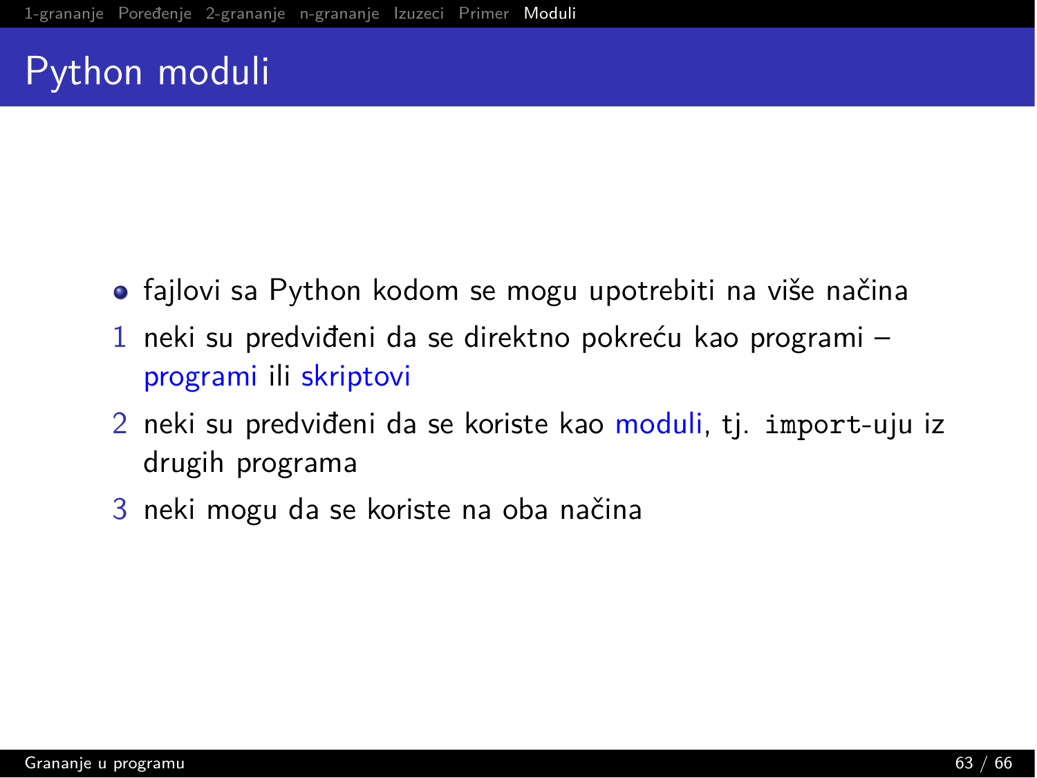# Python moduli

- fajlovi sa Python kodom se mogu upotrebiti na više načina

1. neki su predviđeni da se direktno pokreću kao programi – programi ili skriptovi
2. neki su predviđeni da se koriste kao moduli, tj. `import`-uju iz drugih programa
3. neki mogu da se koriste na oba načina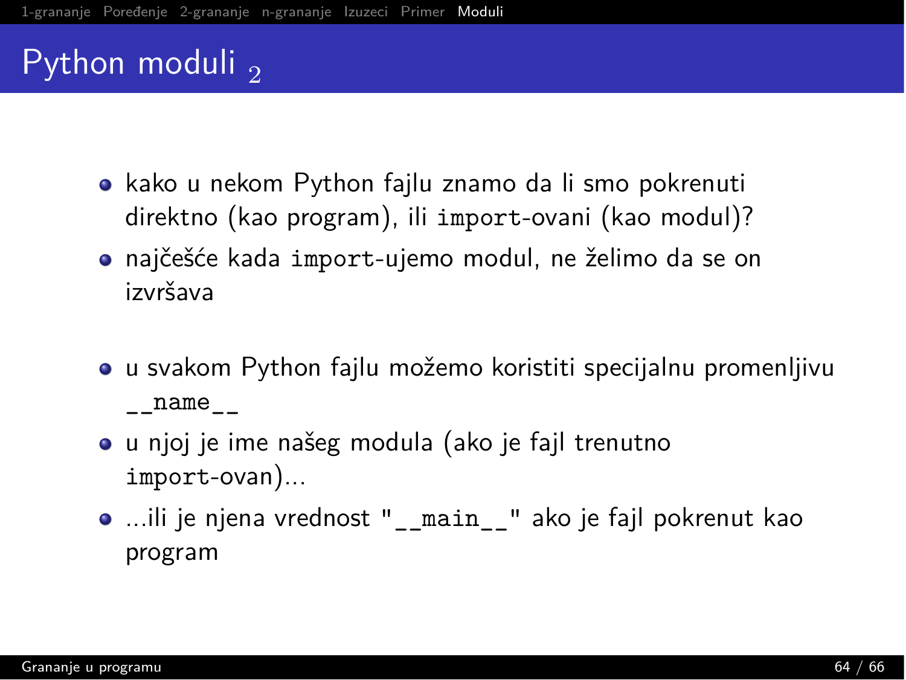# Python moduli $_2$

- kako u nekom Python fajlu znamo da li smo pokrenuti direktno (kao program), ili `import`-ovani (kao modul)?
- najčešće kada `import`-ujemo modul, ne želimo da se on izvršava

- u svakom Python fajlu možemo koristiti specijalnu promenljivu `__name__`
- u njoj je ime našeg modula (ako je fajl trenutno `import`-ovan)...
- ...ili je njena vrednost `"__main__"` ako je fajl pokrenut kao program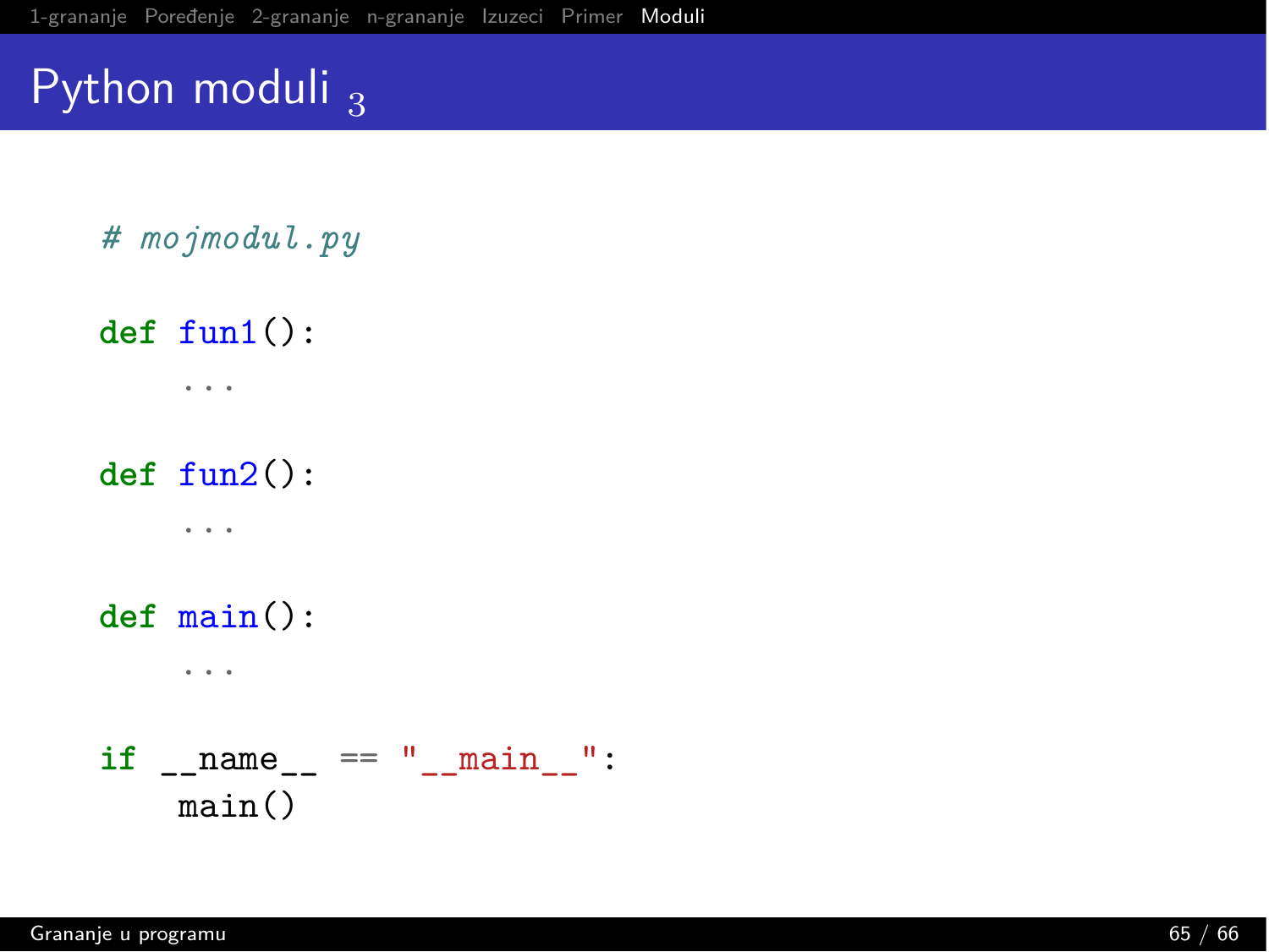# Python moduli $_3$

```python
# mojmodul.py

def fun1():
    ...

def fun2():
    ...

def main():
    ...

if __name__ == "__main__":
    main()
```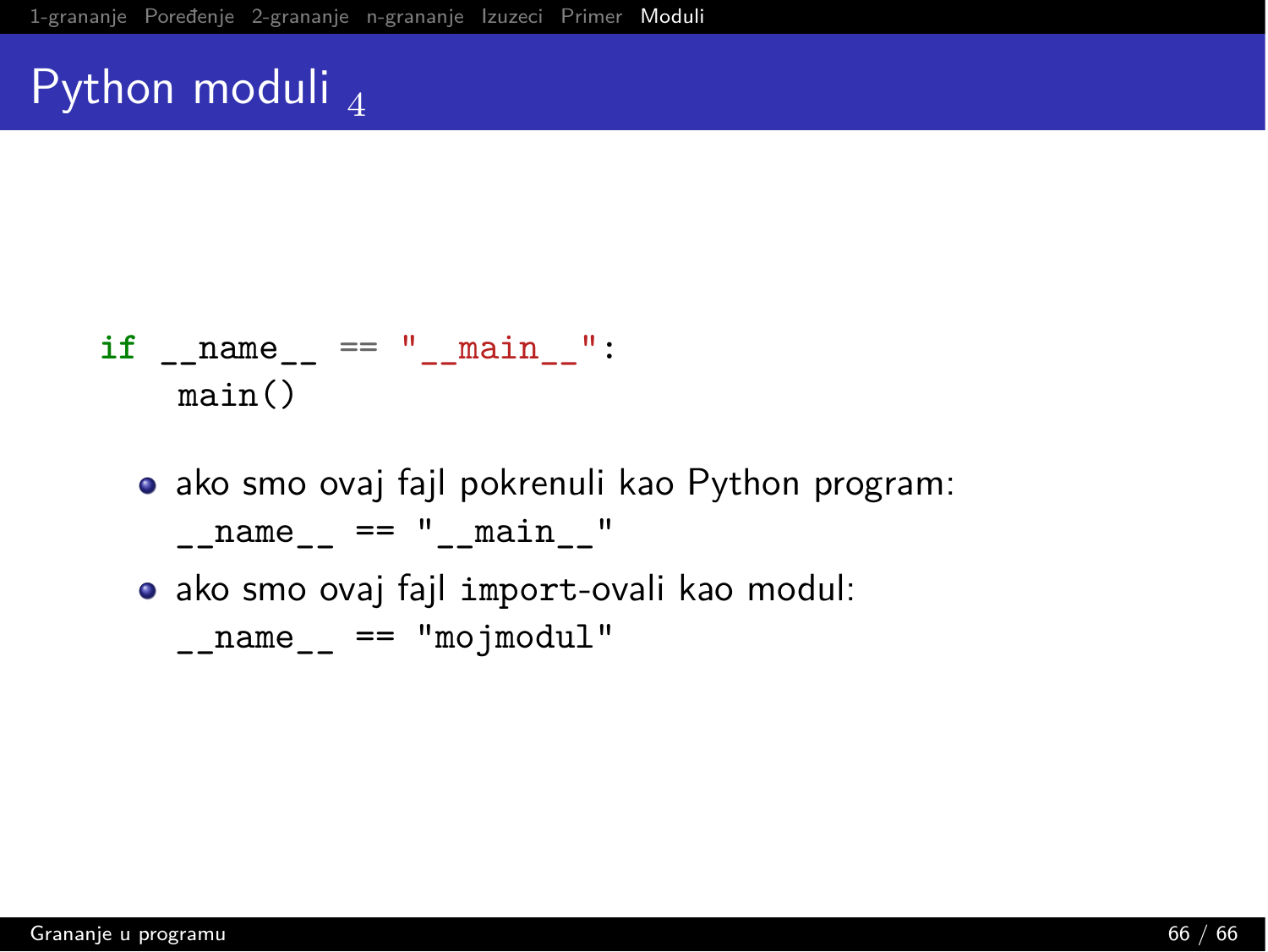# Python moduli $_4$

```python
if __name__ == "__main__":
    main()
```

- ako smo ovaj fajl pokrenuli kao Python program: `__name__ == "__main__"`
- ako smo ovaj fajl `import`-ovali kao modul: `__name__ == "mojmodul"`